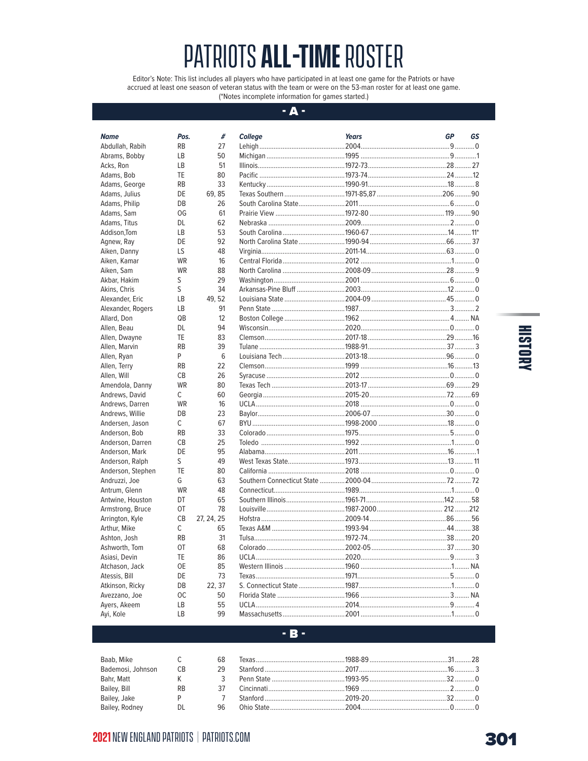# PATRIOTS **ALL-TIME** ROSTER

Editor's Note: This list includes all players who have participated in at least one game for the Patriots or have accrued at least one season of veteran status with the team or were on the 53-man roster for at least one game. (*Notes incomplete information for games started.)

## - A -

| *Name* | *Pos.* | *#* | *College* | *Years* | *GP* | *GS* |
|---|---|---|---|---|---|---|
| Abdullah, Rabih | RB | 27 | Lehigh | 2004 | 9 | 0 |
| Abrams, Bobby | LB | 50 | Michigan | 1995 | 9 | 1 |
| Acks, Ron | LB | 51 | Illinois | 1972-73 | 28 | 27 |
| Adams, Bob | TE | 80 | Pacific | 1973-74 | 24 | 12 |
| Adams, George | RB | 33 | Kentucky | 1990-91 | 18 | 8 |
| Adams, Julius | DE | 69, 85 | Texas Southern | 1971-85,87 | 206 | 90 |
| Adams, Philip | DB | 26 | South Carolina State | 2011 | 6 | 0 |
| Adams, Sam | OG | 61 | Prairie View | 1972-80 | 119 | 90 |
| Adams, Titus | DL | 62 | Nebraska | 2009 | 2 | 0 |
| Addison,Tom | LB | 53 | South Carolina | 1960-67 | 14 | 11* |
| Agnew, Ray | DE | 92 | North Carolina State | 1990-94 | 66 | 37 |
| Aiken, Danny | LS | 48 | Virginia | 2011-14 | 63 | 0 |
| Aiken, Kamar | WR | 16 | Central Florida | 2012 | 1 | 0 |
| Aiken, Sam | WR | 88 | North Carolina | 2008-09 | 28 | 9 |
| Akbar, Hakim | S | 29 | Washington | 2001 | 6 | 0 |
| Akins, Chris | S | 34 | Arkansas-Pine Bluff | 2003 | 12 | 0 |
| Alexander, Eric | LB | 49, 52 | Louisiana State | 2004-09 | 45 | 0 |
| Alexander, Rogers | LB | 91 | Penn State | 1987 | 3 | 2 |
| Allard, Don | QB | 12 | Boston College | 1962 | 4 | NA |
| Allen, Beau | DL | 94 | Wisconsin | 2020 | 0 | 0 |
| Allen, Dwayne | TE | 83 | Clemson | 2017-18 | 29 | 16 |
| Allen, Marvin | RB | 39 | Tulane | 1988-91 | 37 | 3 |
| Allen, Ryan | P | 6 | Louisiana Tech | 2013-18 | 96 | 0 |
| Allen, Terry | RB | 22 | Clemson | 1999 | 16 | 13 |
| Allen, Will | CB | 26 | Syracuse | 2012 | 0 | 0 |
| Amendola, Danny | WR | 80 | Texas Tech | 2013-17 | 69 | 29 |
| Andrews, David | C | 60 | Georgia | 2015-20 | 72 | 69 |
| Andrews, Darren | WR | 16 | UCLA | 2018 | 0 | 0 |
| Andrews, Willie | DB | 23 | Baylor | 2006-07 | 30 | 0 |
| Andersen, Jason | C | 67 | BYU | 1998-2000 | 18 | 0 |
| Anderson, Bob | RB | 33 | Colorado | 1975 | 5 | 0 |
| Anderson, Darren | CB | 25 | Toledo | 1992 | 1 | 0 |
| Anderson, Mark | DE | 95 | Alabama | 2011 | 16 | 1 |
| Anderson, Ralph | S | 49 | West Texas State | 1973 | 13 | 11 |
| Anderson, Stephen | TE | 80 | California | 2018 | 0 | 0 |
| Andruzzi, Joe | G | 63 | Southern Connecticut State | 2000-04 | 72 | 72 |
| Antrum, Glenn | WR | 48 | Connecticut | 1989 | 1 | 0 |
| Antwine, Houston | DT | 65 | Southern Illinois | 1961-71 | 142 | 58 |
| Armstrong, Bruce | OT | 78 | Louisville | 1987-2000 | 212 | 212 |
| Arrington, Kyle | CB | 27, 24, 25 | Hofstra | 2009-14 | 86 | 56 |
| Arthur, Mike | C | 65 | Texas A&M | 1993-94 | 44 | 38 |
| Ashton, Josh | RB | 31 | Tulsa | 1972-74 | 38 | 20 |
| Ashworth, Tom | OT | 68 | Colorado | 2002-05 | 37 | 30 |
| Asiasi, Devin | TE | 86 | UCLA | 2020 | 9 | 3 |
| Atchason, Jack | OE | 85 | Western Illinois | 1960 | 1 | NA |
| Atessis, Bill | DE | 73 | Texas | 1971 | 5 | 0 |
| Atkinson, Ricky | DB | 22, 37 | S. Connecticut State | 1987 | 1 | 0 |
| Avezzano, Joe | OC | 50 | Florida State | 1966 | 3 | NA |
| Ayers, Akeem | LB | 55 | UCLA | 2014 | 9 | 4 |
| Ayi, Kole | LB | 99 | Massachusetts | 2001 | 1 | 0 |

## - B -

| *Name* | *Pos.* | *#* | *College* | *Years* | *GP* | *GS* |
|---|---|---|---|---|---|---|
| Baab, Mike | C | 68 | Texas | 1988-89 | 31 | 28 |
| Bademosi, Johnson | CB | 29 | Stanford | 2017 | 16 | 3 |
| Bahr, Matt | K | 3 | Penn State | 1993-95 | 32 | 0 |
| Bailey, Bill | RB | 37 | Cincinnati | 1969 | 2 | 0 |
| Bailey, Jake | P | 7 | Stanford | 2019-20 | 32 | 0 |
| Bailey, Rodney | DL | 96 | Ohio State | 2004 | 0 | 0 |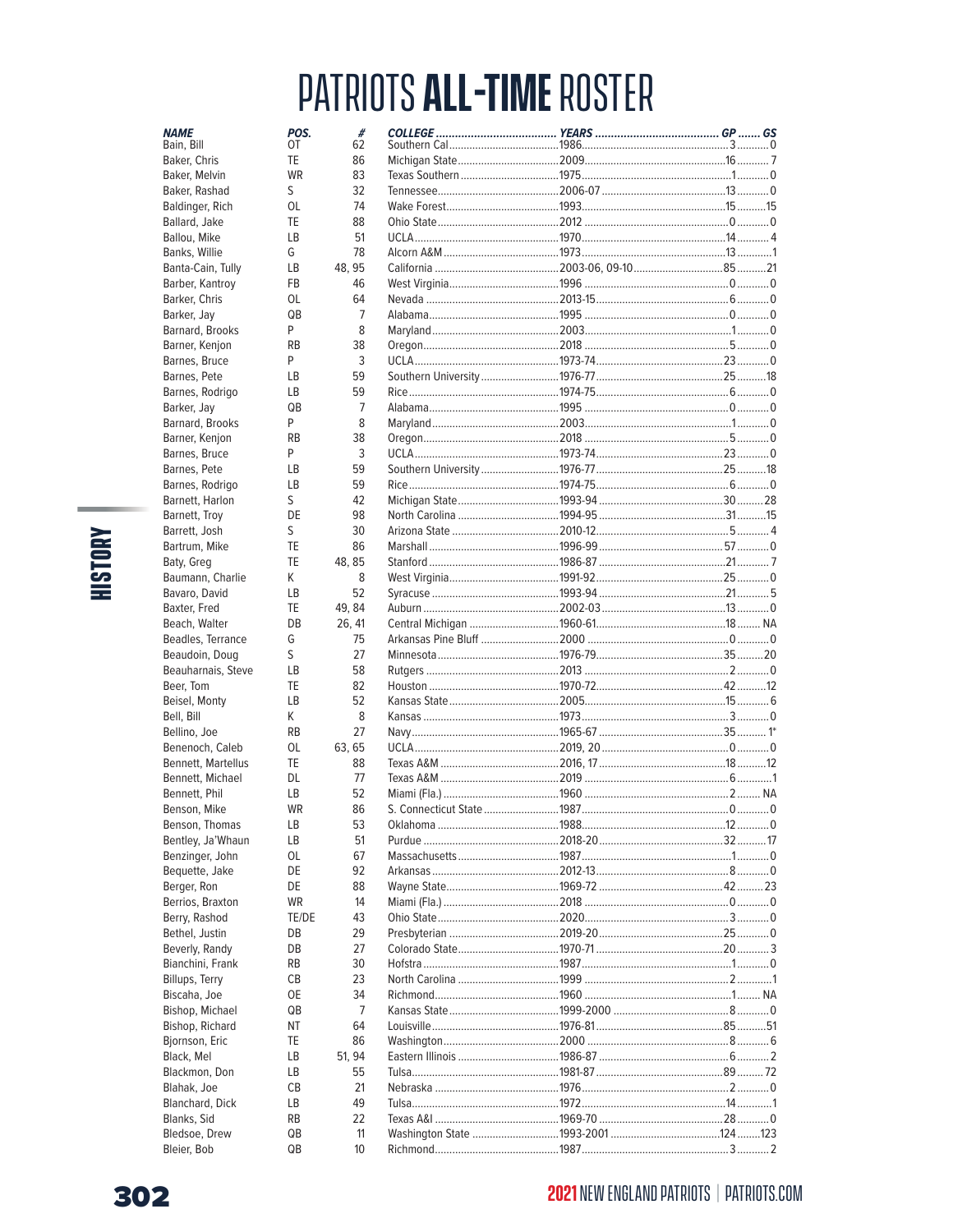# PATRIOTS **ALL-TIME** ROSTER

| NAME | POS. | # | COLLEGE | YEARS | GP | GS |
|---|---|---|---|---|---|---|
| Bain, Bill | OT | 62 | Southern Cal | 1986 | 3 | 0 |
| Baker, Chris | TE | 86 | Michigan State | 2009 | 16 | 7 |
| Baker, Melvin | WR | 83 | Texas Southern | 1975 | 1 | 0 |
| Baker, Rashad | S | 32 | Tennessee | 2006-07 | 13 | 0 |
| Baldinger, Rich | OL | 74 | Wake Forest | 1993 | 15 | 15 |
| Ballard, Jake | TE | 88 | Ohio State | 2012 | 0 | 0 |
| Ballou, Mike | LB | 51 | UCLA | 1970 | 14 | 4 |
| Banks, Willie | G | 78 | Alcorn A&M | 1973 | 13 | 1 |
| Banta-Cain, Tully | LB | 48, 95 | California | 2003-06, 09-10 | 85 | 21 |
| Barber, Kantroy | FB | 46 | West Virginia | 1996 | 0 | 0 |
| Barker, Chris | OL | 64 | Nevada | 2013-15 | 6 | 0 |
| Barker, Jay | QB | 7 | Alabama | 1995 | 0 | 0 |
| Barnard, Brooks | P | 8 | Maryland | 2003 | 1 | 0 |
| Barner, Kenjon | RB | 38 | Oregon | 2018 | 5 | 0 |
| Barnes, Bruce | P | 3 | UCLA | 1973-74 | 23 | 0 |
| Barnes, Pete | LB | 59 | Southern University | 1976-77 | 25 | 18 |
| Barnes, Rodrigo | LB | 59 | Rice | 1974-75 | 6 | 0 |
| Barker, Jay | QB | 7 | Alabama | 1995 | 0 | 0 |
| Barnard, Brooks | P | 8 | Maryland | 2003 | 1 | 0 |
| Barner, Kenjon | RB | 38 | Oregon | 2018 | 5 | 0 |
| Barnes, Bruce | P | 3 | UCLA | 1973-74 | 23 | 0 |
| Barnes, Pete | LB | 59 | Southern University | 1976-77 | 25 | 18 |
| Barnes, Rodrigo | LB | 59 | Rice | 1974-75 | 6 | 0 |
| Barnett, Harlon | S | 42 | Michigan State | 1993-94 | 30 | 28 |
| Barnett, Troy | DE | 98 | North Carolina | 1994-95 | 31 | 15 |
| Barrett, Josh | S | 30 | Arizona State | 2010-12 | 5 | 4 |
| Bartrum, Mike | TE | 86 | Marshall | 1996-99 | 57 | 0 |
| Baty, Greg | TE | 48, 85 | Stanford | 1986-87 | 21 | 7 |
| Baumann, Charlie | K | 8 | West Virginia | 1991-92 | 25 | 0 |
| Bavaro, David | LB | 52 | Syracuse | 1993-94 | 21 | 5 |
| Baxter, Fred | TE | 49, 84 | Auburn | 2002-03 | 13 | 0 |
| Beach, Walter | DB | 26, 41 | Central Michigan | 1960-61 | 18 | NA |
| Beadles, Terrance | G | 75 | Arkansas Pine Bluff | 2000 | 0 | 0 |
| Beaudoin, Doug | S | 27 | Minnesota | 1976-79 | 35 | 20 |
| Beauharnais, Steve | LB | 58 | Rutgers | 2013 | 2 | 0 |
| Beer, Tom | TE | 82 | Houston | 1970-72 | 42 | 12 |
| Beisel, Monty | LB | 52 | Kansas State | 2005 | 15 | 6 |
| Bell, Bill | K | 8 | Kansas | 1973 | 3 | 0 |
| Bellino, Joe | RB | 27 | Navy | 1965-67 | 35 | 1* |
| Benenoch, Caleb | OL | 63, 65 | UCLA | 2019, 20 | 0 | 0 |
| Bennett, Martellus | TE | 88 | Texas A&M | 2016, 17 | 18 | 12 |
| Bennett, Michael | DL | 77 | Texas A&M | 2019 | 6 | 1 |
| Bennett, Phil | LB | 52 | Miami (Fla.) | 1960 | 2 | NA |
| Benson, Mike | WR | 86 | S. Connecticut State | 1987 | 0 | 0 |
| Benson, Thomas | LB | 53 | Oklahoma | 1988 | 12 | 0 |
| Bentley, Ja'Whaun | LB | 51 | Purdue | 2018-20 | 32 | 17 |
| Benzinger, John | OL | 67 | Massachusetts | 1987 | 1 | 0 |
| Bequette, Jake | DE | 92 | Arkansas | 2012-13 | 8 | 0 |
| Berger, Ron | DE | 88 | Wayne State | 1969-72 | 42 | 23 |
| Berrios, Braxton | WR | 14 | Miami (Fla.) | 2018 | 0 | 0 |
| Berry, Rashod | TE/DE | 43 | Ohio State | 2020 | 3 | 0 |
| Bethel, Justin | DB | 29 | Presbyterian | 2019-20 | 25 | 0 |
| Beverly, Randy | DB | 27 | Colorado State | 1970-71 | 20 | 3 |
| Bianchini, Frank | RB | 30 | Hofstra | 1987 | 1 | 0 |
| Billups, Terry | CB | 23 | North Carolina | 1999 | 2 | 1 |
| Biscaha, Joe | OE | 34 | Richmond | 1960 | 1 | NA |
| Bishop, Michael | QB | 7 | Kansas State | 1999-2000 | 8 | 0 |
| Bishop, Richard | NT | 64 | Louisville | 1976-81 | 85 | 51 |
| Bjornson, Eric | TE | 86 | Washington | 2000 | 8 | 6 |
| Black, Mel | LB | 51, 94 | Eastern Illinois | 1986-87 | 6 | 2 |
| Blackmon, Don | LB | 55 | Tulsa | 1981-87 | 89 | 72 |
| Blahak, Joe | CB | 21 | Nebraska | 1976 | 2 | 0 |
| Blanchard, Dick | LB | 49 | Tulsa | 1972 | 14 | 1 |
| Blanks, Sid | RB | 22 | Texas A&I | 1969-70 | 28 | 0 |
| Bledsoe, Drew | QB | 11 | Washington State | 1993-2001 | 124 | 123 |
| Bleier, Bob | QB | 10 | Richmond | 1987 | 3 | 2 |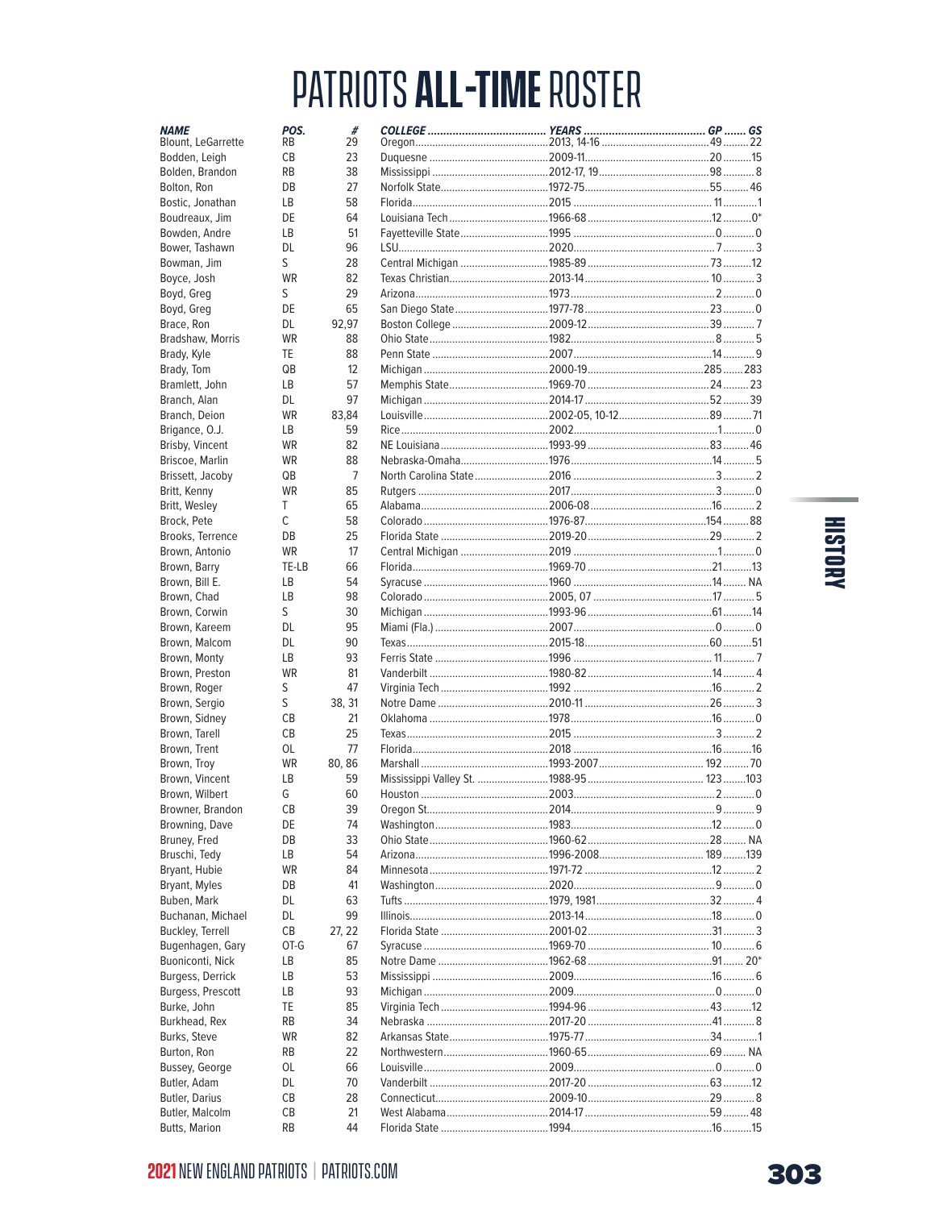# PATRIOTS **ALL-TIME** ROSTER

| NAME | POS. | # | COLLEGE | YEARS | GP | GS |
|---|---|---|---|---|---|---|
| Blount, LeGarrette | RB | 29 | Oregon | 2013, 14-16 | 49 | 22 |
| Bodden, Leigh | CB | 23 | Duquesne | 2009-11 | 20 | 15 |
| Bolden, Brandon | RB | 38 | Mississippi | 2012-17, 19 | 98 | 8 |
| Bolton, Ron | DB | 27 | Norfolk State | 1972-75 | 55 | 46 |
| Bostic, Jonathan | LB | 58 | Florida | 2015 | 11 | 1 |
| Boudreaux, Jim | DE | 64 | Louisiana Tech | 1966-68 | 12 | 0* |
| Bowden, Andre | LB | 51 | Fayetteville State | 1995 | 0 | 0 |
| Bower, Tashawn | DL | 96 | LSU | 2020 | 7 | 3 |
| Bowman, Jim | S | 28 | Central Michigan | 1985-89 | 73 | 12 |
| Boyce, Josh | WR | 82 | Texas Christian | 2013-14 | 10 | 3 |
| Boyd, Greg | S | 29 | Arizona | 1973 | 2 | 0 |
| Boyd, Greg | DE | 65 | San Diego State | 1977-78 | 23 | 0 |
| Brace, Ron | DL | 92,97 | Boston College | 2009-12 | 39 | 7 |
| Bradshaw, Morris | WR | 88 | Ohio State | 1982 | 8 | 5 |
| Brady, Kyle | TE | 88 | Penn State | 2007 | 14 | 9 |
| Brady, Tom | QB | 12 | Michigan | 2000-19 | 285 | 283 |
| Bramlett, John | LB | 57 | Memphis State | 1969-70 | 24 | 23 |
| Branch, Alan | DL | 97 | Michigan | 2014-17 | 52 | 39 |
| Branch, Deion | WR | 83,84 | Louisville | 2002-05, 10-12 | 89 | 71 |
| Brigance, O.J. | LB | 59 | Rice | 2002 | 1 | 0 |
| Brisby, Vincent | WR | 82 | NE Louisiana | 1993-99 | 83 | 46 |
| Briscoe, Marlin | WR | 88 | Nebraska-Omaha | 1976 | 14 | 5 |
| Brissett, Jacoby | QB | 7 | North Carolina State | 2016 | 3 | 2 |
| Britt, Kenny | WR | 85 | Rutgers | 2017 | 3 | 0 |
| Britt, Wesley | T | 65 | Alabama | 2006-08 | 16 | 2 |
| Brock, Pete | C | 58 | Colorado | 1976-87 | 154 | 88 |
| Brooks, Terrence | DB | 25 | Florida State | 2019-20 | 29 | 2 |
| Brown, Antonio | WR | 17 | Central Michigan | 2019 | 1 | 0 |
| Brown, Barry | TE-LB | 66 | Florida | 1969-70 | 21 | 13 |
| Brown, Bill E. | LB | 54 | Syracuse | 1960 | 14 | NA |
| Brown, Chad | LB | 98 | Colorado | 2005, 07 | 17 | 5 |
| Brown, Corwin | S | 30 | Michigan | 1993-96 | 61 | 14 |
| Brown, Kareem | DL | 95 | Miami (Fla.) | 2007 | 0 | 0 |
| Brown, Malcom | DL | 90 | Texas | 2015-18 | 60 | 51 |
| Brown, Monty | LB | 93 | Ferris State | 1996 | 11 | 7 |
| Brown, Preston | WR | 81 | Vanderbilt | 1980-82 | 14 | 4 |
| Brown, Roger | S | 47 | Virginia Tech | 1992 | 16 | 2 |
| Brown, Sergio | S | 38, 31 | Notre Dame | 2010-11 | 26 | 3 |
| Brown, Sidney | CB | 21 | Oklahoma | 1978 | 16 | 0 |
| Brown, Tarell | CB | 25 | Texas | 2015 | 3 | 2 |
| Brown, Trent | OL | 77 | Florida | 2018 | 16 | 16 |
| Brown, Troy | WR | 80, 86 | Marshall | 1993-2007 | 192 | 70 |
| Brown, Vincent | LB | 59 | Mississippi Valley St. | 1988-95 | 123 | 103 |
| Brown, Wilbert | G | 60 | Houston | 2003 | 2 | 0 |
| Browner, Brandon | CB | 39 | Oregon St. | 2014 | 9 | 9 |
| Browning, Dave | DE | 74 | Washington | 1983 | 12 | 0 |
| Bruney, Fred | DB | 33 | Ohio State | 1960-62 | 28 | NA |
| Bruschi, Tedy | LB | 54 | Arizona | 1996-2008 | 189 | 139 |
| Bryant, Hubie | WR | 84 | Minnesota | 1971-72 | 12 | 2 |
| Bryant, Myles | DB | 41 | Washington | 2020 | 9 | 0 |
| Buben, Mark | DL | 63 | Tufts | 1979, 1981 | 32 | 4 |
| Buchanan, Michael | DL | 99 | Illinois | 2013-14 | 18 | 0 |
| Buckley, Terrell | CB | 27, 22 | Florida State | 2001-02 | 31 | 3 |
| Bugenhagen, Gary | OT-G | 67 | Syracuse | 1969-70 | 10 | 6 |
| Buoniconti, Nick | LB | 85 | Notre Dame | 1962-68 | 91 | 20* |
| Burgess, Derrick | LB | 53 | Mississippi | 2009 | 16 | 6 |
| Burgess, Prescott | LB | 93 | Michigan | 2009 | 0 | 0 |
| Burke, John | TE | 85 | Virginia Tech | 1994-96 | 43 | 12 |
| Burkhead, Rex | RB | 34 | Nebraska | 2017-20 | 41 | 8 |
| Burks, Steve | WR | 82 | Arkansas State | 1975-77 | 34 | 1 |
| Burton, Ron | RB | 22 | Northwestern | 1960-65 | 69 | NA |
| Bussey, George | OL | 66 | Louisville | 2009 | 0 | 0 |
| Butler, Adam | DL | 70 | Vanderbilt | 2017-20 | 63 | 12 |
| Butler, Darius | CB | 28 | Connecticut | 2009-10 | 29 | 8 |
| Butler, Malcolm | CB | 21 | West Alabama | 2014-17 | 59 | 48 |
| Butts, Marion | RB | 44 | Florida State | 1994 | 16 | 15 |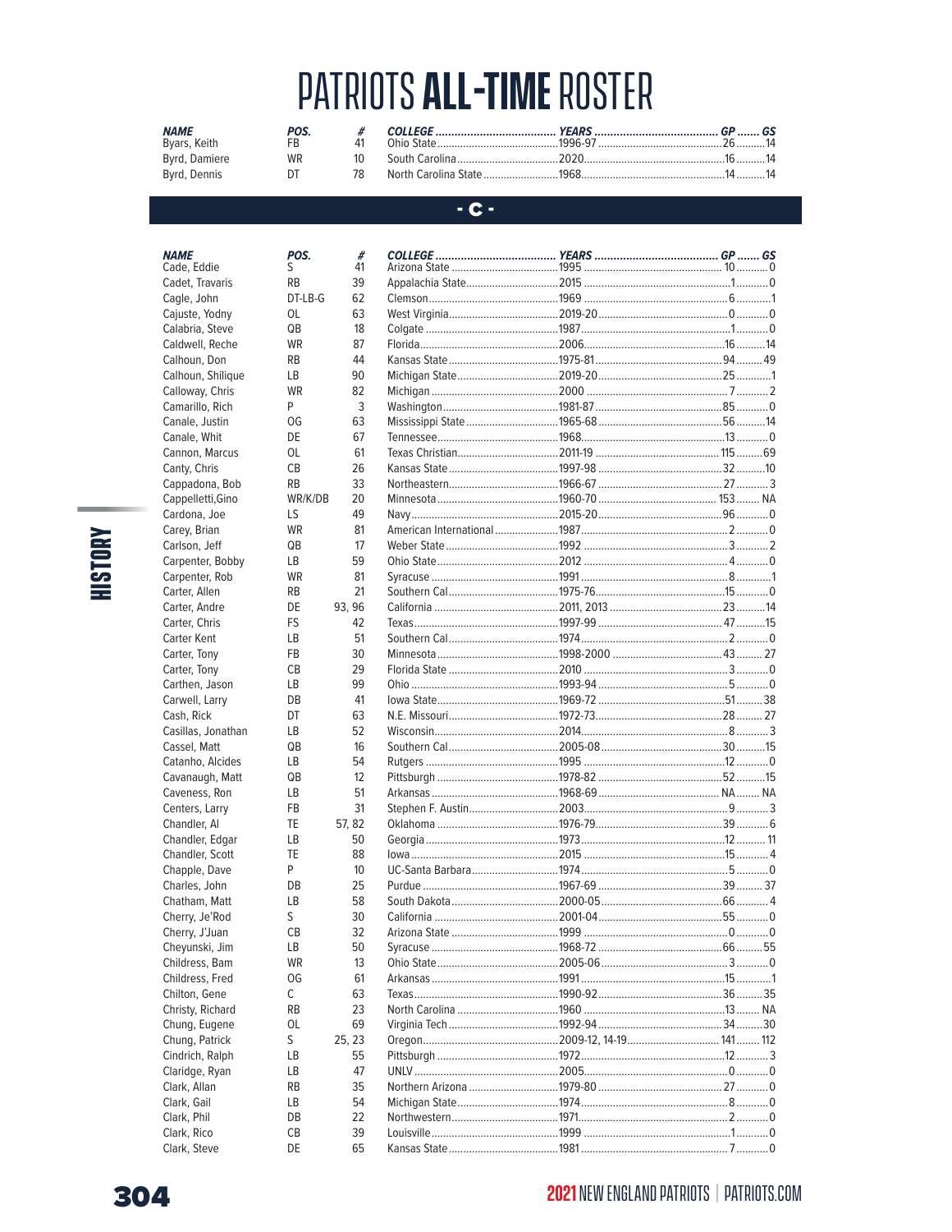# PATRIOTS **ALL-TIME** ROSTER

| NAME | POS. | # | COLLEGE | YEARS | GP | GS |
|---|---|---|---|---|---|---|
| Byars, Keith | FB | 41 | Ohio State | 1996-97 | 26 | 14 |
| Byrd, Damiere | WR | 10 | South Carolina | 2020 | 16 | 14 |
| Byrd, Dennis | DT | 78 | North Carolina State | 1968 | 14 | 14 |

## - C -

| NAME | POS. | # | COLLEGE | YEARS | GP | GS |
|---|---|---|---|---|---|---|
| Cade, Eddie | S | 41 | Arizona State | 1995 | 10 | 0 |
| Cadet, Travaris | RB | 39 | Appalachia State | 2015 | 1 | 0 |
| Cagle, John | DT-LB-G | 62 | Clemson | 1969 | 6 | 1 |
| Cajuste, Yodny | OL | 63 | West Virginia | 2019-20 | 0 | 0 |
| Calabria, Steve | QB | 18 | Colgate | 1987 | 1 | 0 |
| Caldwell, Reche | WR | 87 | Florida | 2006 | 16 | 14 |
| Calhoun, Don | RB | 44 | Kansas State | 1975-81 | 94 | 49 |
| Calhoun, Shilique | LB | 90 | Michigan State | 2019-20 | 25 | 1 |
| Calloway, Chris | WR | 82 | Michigan | 2000 | 7 | 2 |
| Camarillo, Rich | P | 3 | Washington | 1981-87 | 85 | 0 |
| Canale, Justin | OG | 63 | Mississippi State | 1965-68 | 56 | 14 |
| Canale, Whit | DE | 67 | Tennessee | 1968 | 13 | 0 |
| Cannon, Marcus | OL | 61 | Texas Christian | 2011-19 | 115 | 69 |
| Canty, Chris | CB | 26 | Kansas State | 1997-98 | 32 | 10 |
| Cappadona, Bob | RB | 33 | Northeastern | 1966-67 | 27 | 3 |
| Cappelletti,Gino | WR/K/DB | 20 | Minnesota | 1960-70 | 153 | NA |
| Cardona, Joe | LS | 49 | Navy | 2015-20 | 96 | 0 |
| Carey, Brian | WR | 81 | American International | 1987 | 2 | 0 |
| Carlson, Jeff | QB | 17 | Weber State | 1992 | 3 | 2 |
| Carpenter, Bobby | LB | 59 | Ohio State | 2012 | 4 | 0 |
| Carpenter, Rob | WR | 81 | Syracuse | 1991 | 8 | 1 |
| Carter, Allen | RB | 21 | Southern Cal | 1975-76 | 15 | 0 |
| Carter, Andre | DE | 93, 96 | California | 2011, 2013 | 23 | 14 |
| Carter, Chris | FS | 42 | Texas | 1997-99 | 47 | 15 |
| Carter Kent | LB | 51 | Southern Cal | 1974 | 2 | 0 |
| Carter, Tony | FB | 30 | Minnesota | 1998-2000 | 43 | 27 |
| Carter, Tony | CB | 29 | Florida State | 2010 | 3 | 0 |
| Carthen, Jason | LB | 99 | Ohio | 1993-94 | 5 | 0 |
| Carwell, Larry | DB | 41 | Iowa State | 1969-72 | 51 | 38 |
| Cash, Rick | DT | 63 | N.E. Missouri | 1972-73 | 28 | 27 |
| Casillas, Jonathan | LB | 52 | Wisconsin | 2014 | 8 | 3 |
| Cassel, Matt | QB | 16 | Southern Cal | 2005-08 | 30 | 15 |
| Catanho, Alcides | LB | 54 | Rutgers | 1995 | 12 | 0 |
| Cavanaugh, Matt | QB | 12 | Pittsburgh | 1978-82 | 52 | 15 |
| Caveness, Ron | LB | 51 | Arkansas | 1968-69 | NA | NA |
| Centers, Larry | FB | 31 | Stephen F. Austin | 2003 | 9 | 3 |
| Chandler, Al | TE | 57, 82 | Oklahoma | 1976-79 | 39 | 6 |
| Chandler, Edgar | LB | 50 | Georgia | 1973 | 12 | 11 |
| Chandler, Scott | TE | 88 | Iowa | 2015 | 15 | 4 |
| Chapple, Dave | P | 10 | UC-Santa Barbara | 1974 | 5 | 0 |
| Charles, John | DB | 25 | Purdue | 1967-69 | 39 | 37 |
| Chatham, Matt | LB | 58 | South Dakota | 2000-05 | 66 | 4 |
| Cherry, Je'Rod | S | 30 | California | 2001-04 | 55 | 0 |
| Cherry, J'Juan | CB | 32 | Arizona State | 1999 | 0 | 0 |
| Cheyunski, Jim | LB | 50 | Syracuse | 1968-72 | 66 | 55 |
| Childress, Bam | WR | 13 | Ohio State | 2005-06 | 3 | 0 |
| Childress, Fred | OG | 61 | Arkansas | 1991 | 15 | 1 |
| Chilton, Gene | C | 63 | Texas | 1990-92 | 36 | 35 |
| Christy, Richard | RB | 23 | North Carolina | 1960 | 13 | NA |
| Chung, Eugene | OL | 69 | Virginia Tech | 1992-94 | 34 | 30 |
| Chung, Patrick | S | 25, 23 | Oregon | 2009-12, 14-19 | 141 | 112 |
| Cindrich, Ralph | LB | 55 | Pittsburgh | 1972 | 12 | 3 |
| Claridge, Ryan | LB | 47 | UNLV | 2005 | 0 | 0 |
| Clark, Allan | RB | 35 | Northern Arizona | 1979-80 | 27 | 0 |
| Clark, Gail | LB | 54 | Michigan State | 1974 | 8 | 0 |
| Clark, Phil | DB | 22 | Northwestern | 1971 | 2 | 0 |
| Clark, Rico | CB | 39 | Louisville | 1999 | 1 | 0 |
| Clark, Steve | DE | 65 | Kansas State | 1981 | 7 | 0 |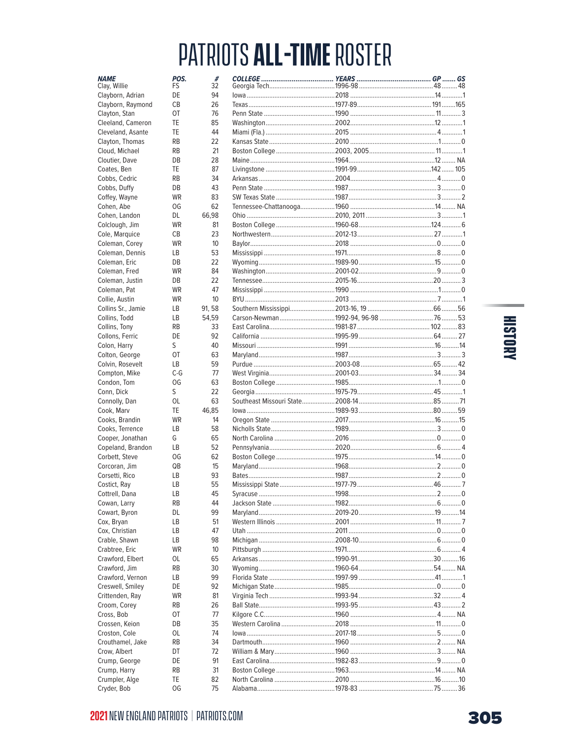# PATRIOTS **ALL-TIME** ROSTER

| NAME | POS. | # | COLLEGE | YEARS | GP | GS |
|---|---|---|---|---|---|---|
| Clay, Willie | FS | 32 | Georgia Tech | 1996-98 | 48 | 48 |
| Clayborn, Adrian | DE | 94 | Iowa | 2018 | 14 | 1 |
| Clayborn, Raymond | CB | 26 | Texas | 1977-89 | 191 | 165 |
| Clayton, Stan | OT | 76 | Penn State | 1990 | 11 | 3 |
| Cleeland, Cameron | TE | 85 | Washington | 2002 | 12 | 1 |
| Cleveland, Asante | TE | 44 | Miami (Fla.) | 2015 | 4 | 1 |
| Clayton, Thomas | RB | 22 | Kansas State | 2010 | 1 | 0 |
| Cloud, Michael | RB | 21 | Boston College | 2003, 2005 | 11 | 1 |
| Cloutier, Dave | DB | 28 | Maine | 1964 | 12 | NA |
| Coates, Ben | TE | 87 | Livingstone | 1991-99 | 142 | 105 |
| Cobbs, Cedric | RB | 34 | Arkansas | 2004 | 4 | 0 |
| Cobbs, Duffy | DB | 43 | Penn State | 1987 | 3 | 0 |
| Coffey, Wayne | WR | 83 | SW Texas State | 1987 | 3 | 2 |
| Cohen, Abe | OG | 62 | Tennessee-Chattanooga | 1960 | 14 | NA |
| Cohen, Landon | DL | 66,98 | Ohio | 2010, 2011 | 3 | 1 |
| Colclough, Jim | WR | 81 | Boston College | 1960-68 | 124 | 6 |
| Cole, Marquice | CB | 23 | Northwestern | 2012-13 | 27 | 1 |
| Coleman, Corey | WR | 10 | Baylor | 2018 | 0 | 0 |
| Coleman, Dennis | LB | 53 | Mississippi | 1971 | 8 | 0 |
| Coleman, Eric | DB | 22 | Wyoming | 1989-90 | 15 | 0 |
| Coleman, Fred | WR | 84 | Washington | 2001-02 | 9 | 0 |
| Coleman, Justin | DB | 22 | Tennessee | 2015-16 | 20 | 3 |
| Coleman, Pat | WR | 47 | Mississippi | 1990 | 1 | 0 |
| Collie, Austin | WR | 10 | BYU | 2013 | 7 | 1 |
| Collins Sr., Jamie | LB | 91, 58 | Southern Mississippi | 2013-16, 19 | 66 | 56 |
| Collins, Todd | LB | 54,59 | Carson-Newman | 1992-94, 96-98 | 76 | 53 |
| Collins, Tony | RB | 33 | East Carolina | 1981-87 | 102 | 83 |
| Collons, Ferric | DE | 92 | California | 1995-99 | 64 | 27 |
| Colon, Harry | S | 40 | Missouri | 1991 | 16 | 14 |
| Colton, George | OT | 63 | Maryland | 1987 | 3 | 3 |
| Colvin, Rosevelt | LB | 59 | Purdue | 2003-08 | 65 | 42 |
| Compton, Mike | C-G | 77 | West Virginia | 2001-03 | 34 | 34 |
| Condon, Tom | OG | 63 | Boston College | 1985 | 1 | 0 |
| Conn, Dick | S | 22 | Georgia | 1975-79 | 45 | 1 |
| Connolly, Dan | OL | 63 | Southeast Missouri State | 2008-14 | 85 | 71 |
| Cook, Marv | TE | 46,85 | Iowa | 1989-93 | 80 | 59 |
| Cooks, Brandin | WR | 14 | Oregon State | 2017 | 16 | 15 |
| Cooks, Terrence | LB | 58 | Nicholls State | 1989 | 3 | 0 |
| Cooper, Jonathan | G | 65 | North Carolina | 2016 | 0 | 0 |
| Copeland, Brandon | LB | 52 | Pennsylvania | 2020 | 6 | 4 |
| Corbett, Steve | OG | 62 | Boston College | 1975 | 14 | 0 |
| Corcoran, Jim | QB | 15 | Maryland | 1968 | 2 | 0 |
| Corsetti, Rico | LB | 93 | Bates | 1987 | 2 | 0 |
| Costict, Ray | LB | 55 | Mississippi State | 1977-79 | 46 | 7 |
| Cottrell, Dana | LB | 45 | Syracuse | 1998 | 2 | 0 |
| Cowan, Larry | RB | 44 | Jackson State | 1982 | 6 | 0 |
| Cowart, Byron | DL | 99 | Maryland | 2019-20 | 19 | 14 |
| Cox, Bryan | LB | 51 | Western Illinois | 2001 | 11 | 7 |
| Cox, Christian | LB | 47 | Utah | 2011 | 0 | 0 |
| Crable, Shawn | LB | 98 | Michigan | 2008-10 | 6 | 0 |
| Crabtree, Eric | WR | 10 | Pittsburgh | 1971 | 6 | 4 |
| Crawford, Elbert | OL | 65 | Arkansas | 1990-91 | 30 | 16 |
| Crawford, Jim | RB | 30 | Wyoming | 1960-64 | 54 | NA |
| Crawford, Vernon | LB | 99 | Florida State | 1997-99 | 41 | 1 |
| Creswell, Smiley | DE | 92 | Michigan State | 1985 | 0 | 0 |
| Crittenden, Ray | WR | 81 | Virginia Tech | 1993-94 | 32 | 4 |
| Croom, Corey | RB | 26 | Ball State | 1993-95 | 43 | 2 |
| Cross, Bob | OT | 77 | Kilgore C.C. | 1960 | 4 | NA |
| Crossen, Keion | DB | 35 | Western Carolina | 2018 | 11 | 0 |
| Croston, Cole | OL | 74 | Iowa | 2017-18 | 5 | 0 |
| Crouthamel, Jake | RB | 34 | Dartmouth | 1960 | 2 | NA |
| Crow, Albert | DT | 72 | William & Mary | 1960 | 3 | NA |
| Crump, George | DE | 91 | East Carolina | 1982-83 | 9 | 0 |
| Crump, Harry | RB | 31 | Boston College | 1963 | 14 | NA |
| Crumpler, Alge | TE | 82 | North Carolina | 2010 | 16 | 10 |
| Cryder, Bob | OG | 75 | Alabama | 1978-83 | 75 | 36 |

HISTORY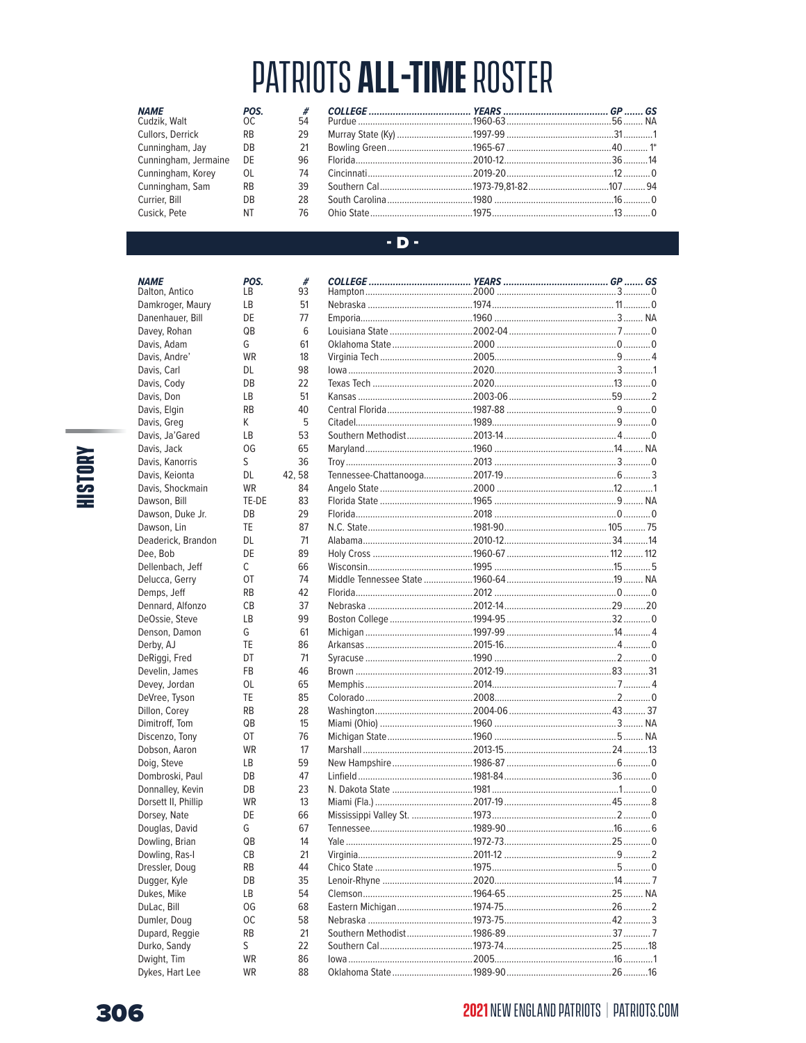# PATRIOTS **ALL-TIME** ROSTER

| NAME | POS. | # | COLLEGE | YEARS | GP | GS |
|---|---|---|---|---|---|---|
| Cudzik, Walt | OC | 54 | Purdue | 1960-63 | 56 | NA |
| Cullors, Derrick | RB | 29 | Murray State (Ky) | 1997-99 | 31 | 1 |
| Cunningham, Jay | DB | 21 | Bowling Green | 1965-67 | 40 | 1* |
| Cunningham, Jermaine | DE | 96 | Florida | 2010-12 | 36 | 14 |
| Cunningham, Korey | OL | 74 | Cincinnati | 2019-20 | 12 | 0 |
| Cunningham, Sam | RB | 39 | Southern Cal | 1973-79,81-82 | 107 | 94 |
| Currier, Bill | DB | 28 | South Carolina | 1980 | 16 | 0 |
| Cusick, Pete | NT | 76 | Ohio State | 1975 | 13 | 0 |

## - D -

| NAME | POS. | # | COLLEGE | YEARS | GP | GS |
|---|---|---|---|---|---|---|
| Dalton, Antico | LB | 93 | Hampton | 2000 | 3 | 0 |
| Damkroger, Maury | LB | 51 | Nebraska | 1974 | 11 | 0 |
| Danenhauer, Bill | DE | 77 | Emporia | 1960 | 3 | NA |
| Davey, Rohan | QB | 6 | Louisiana State | 2002-04 | 7 | 0 |
| Davis, Adam | G | 61 | Oklahoma State | 2000 | 0 | 0 |
| Davis, Andre' | WR | 18 | Virginia Tech | 2005 | 9 | 4 |
| Davis, Carl | DL | 98 | Iowa | 2020 | 3 | 1 |
| Davis, Cody | DB | 22 | Texas Tech | 2020 | 13 | 0 |
| Davis, Don | LB | 51 | Kansas | 2003-06 | 59 | 2 |
| Davis, Elgin | RB | 40 | Central Florida | 1987-88 | 9 | 0 |
| Davis, Greg | K | 5 | Citadel | 1989 | 9 | 0 |
| Davis, Ja'Gared | LB | 53 | Southern Methodist | 2013-14 | 4 | 0 |
| Davis, Jack | OG | 65 | Maryland | 1960 | 14 | NA |
| Davis, Kanorris | S | 36 | Troy | 2013 | 3 | 0 |
| Davis, Keionta | DL | 42, 58 | Tennessee-Chattanooga | 2017-19 | 6 | 3 |
| Davis, Shockmain | WR | 84 | Angelo State | 2000 | 12 | 1 |
| Dawson, Bill | TE-DE | 83 | Florida State | 1965 | 9 | NA |
| Dawson, Duke Jr. | DB | 29 | Florida | 2018 | 0 | 0 |
| Dawson, Lin | TE | 87 | N.C. State | 1981-90 | 105 | 75 |
| Deaderick, Brandon | DL | 71 | Alabama | 2010-12 | 34 | 14 |
| Dee, Bob | DE | 89 | Holy Cross | 1960-67 | 112 | 112 |
| Dellenbach, Jeff | C | 66 | Wisconsin | 1995 | 15 | 5 |
| Delucca, Gerry | OT | 74 | Middle Tennessee State | 1960-64 | 19 | NA |
| Demps, Jeff | RB | 42 | Florida | 2012 | 0 | 0 |
| Dennard, Alfonzo | CB | 37 | Nebraska | 2012-14 | 29 | 20 |
| DeOssie, Steve | LB | 99 | Boston College | 1994-95 | 32 | 0 |
| Denson, Damon | G | 61 | Michigan | 1997-99 | 14 | 4 |
| Derby, AJ | TE | 86 | Arkansas | 2015-16 | 4 | 0 |
| DeRiggi, Fred | DT | 71 | Syracuse | 1990 | 2 | 0 |
| Develin, James | FB | 46 | Brown | 2012-19 | 83 | 31 |
| Devey, Jordan | OL | 65 | Memphis | 2014 | 7 | 4 |
| DeVree, Tyson | TE | 85 | Colorado | 2008 | 2 | 0 |
| Dillon, Corey | RB | 28 | Washington | 2004-06 | 43 | 37 |
| Dimitroff, Tom | QB | 15 | Miami (Ohio) | 1960 | 3 | NA |
| Discenzo, Tony | OT | 76 | Michigan State | 1960 | 5 | NA |
| Dobson, Aaron | WR | 17 | Marshall | 2013-15 | 24 | 13 |
| Doig, Steve | LB | 59 | New Hampshire | 1986-87 | 6 | 0 |
| Dombroski, Paul | DB | 47 | Linfield | 1981-84 | 36 | 0 |
| Donnalley, Kevin | DB | 23 | N. Dakota State | 1981 | 1 | 0 |
| Dorsett II, Phillip | WR | 13 | Miami (Fla.) | 2017-19 | 45 | 8 |
| Dorsey, Nate | DE | 66 | Mississippi Valley St. | 1973 | 2 | 0 |
| Douglas, David | G | 67 | Tennessee | 1989-90 | 16 | 6 |
| Dowling, Brian | QB | 14 | Yale | 1972-73 | 25 | 0 |
| Dowling, Ras-I | CB | 21 | Virginia | 2011-12 | 9 | 2 |
| Dressler, Doug | RB | 44 | Chico State | 1975 | 5 | 0 |
| Dugger, Kyle | DB | 35 | Lenoir-Rhyne | 2020 | 14 | 7 |
| Dukes, Mike | LB | 54 | Clemson | 1964-65 | 25 | NA |
| DuLac, Bill | OG | 68 | Eastern Michigan | 1974-75 | 26 | 2 |
| Dumler, Doug | OC | 58 | Nebraska | 1973-75 | 42 | 3 |
| Dupard, Reggie | RB | 21 | Southern Methodist | 1986-89 | 37 | 7 |
| Durko, Sandy | S | 22 | Southern Cal | 1973-74 | 25 | 18 |
| Dwight, Tim | WR | 86 | Iowa | 2005 | 16 | 1 |
| Dykes, Hart Lee | WR | 88 | Oklahoma State | 1989-90 | 26 | 16 |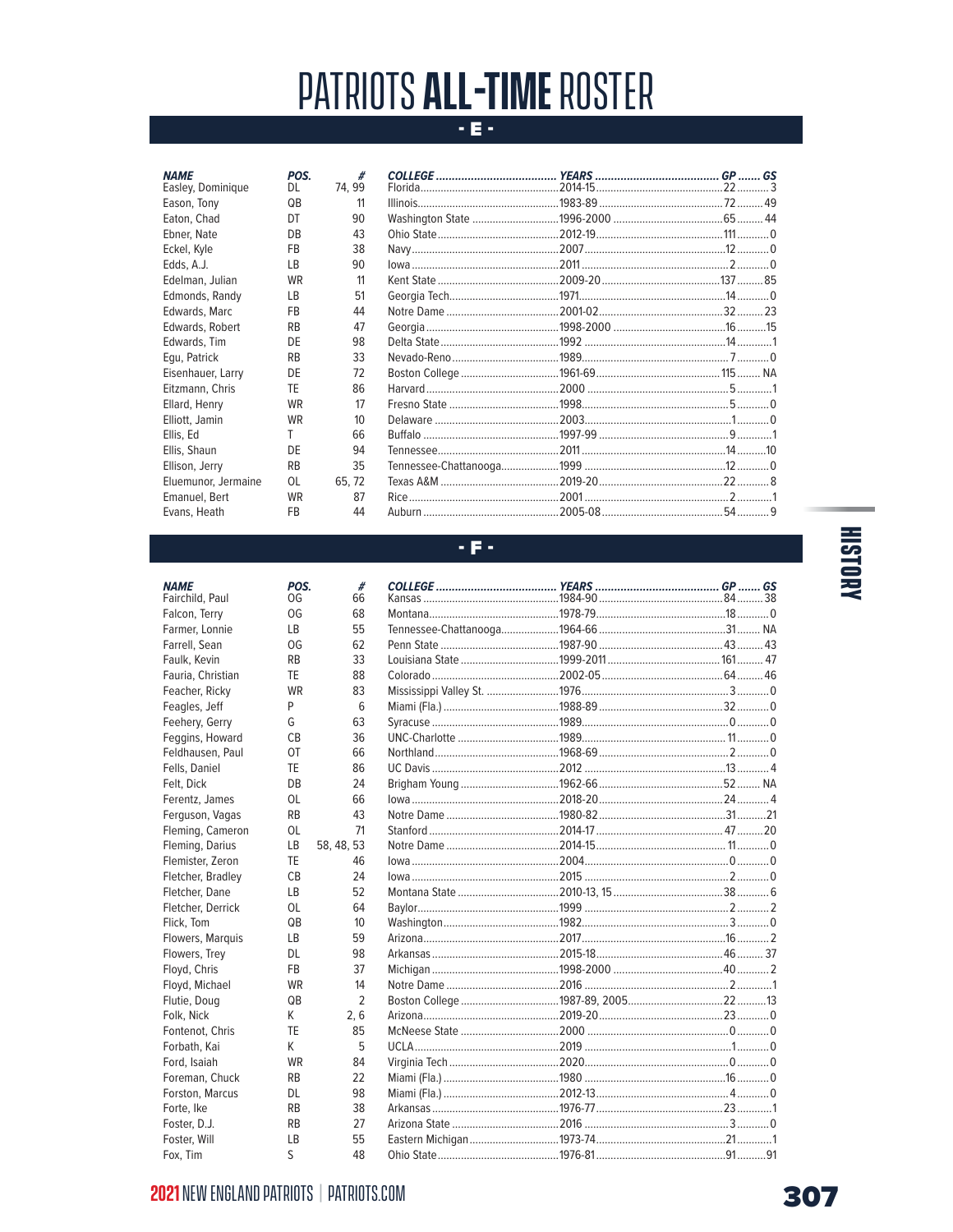# PATRIOTS **ALL-TIME** ROSTER

## - E -

| NAME | POS. | # | COLLEGE | YEARS | GP | GS |
|---|---|---|---|---|---|---|
| Easley, Dominique | DL | 74, 99 | Florida | 2014-15 | 22 | 3 |
| Eason, Tony | QB | 11 | Illinois | 1983-89 | 72 | 49 |
| Eaton, Chad | DT | 90 | Washington State | 1996-2000 | 65 | 44 |
| Ebner, Nate | DB | 43 | Ohio State | 2012-19 | 111 | 0 |
| Eckel, Kyle | FB | 38 | Navy | 2007 | 12 | 0 |
| Edds, A.J. | LB | 90 | Iowa | 2011 | 2 | 0 |
| Edelman, Julian | WR | 11 | Kent State | 2009-20 | 137 | 85 |
| Edmonds, Randy | LB | 51 | Georgia Tech | 1971 | 14 | 0 |
| Edwards, Marc | FB | 44 | Notre Dame | 2001-02 | 32 | 23 |
| Edwards, Robert | RB | 47 | Georgia | 1998-2000 | 16 | 15 |
| Edwards, Tim | DE | 98 | Delta State | 1992 | 14 | 1 |
| Egu, Patrick | RB | 33 | Nevado-Reno | 1989 | 7 | 0 |
| Eisenhauer, Larry | DE | 72 | Boston College | 1961-69 | 115 | NA |
| Eitzmann, Chris | TE | 86 | Harvard | 2000 | 5 | 1 |
| Ellard, Henry | WR | 17 | Fresno State | 1998 | 5 | 0 |
| Elliott, Jamin | WR | 10 | Delaware | 2003 | 1 | 0 |
| Ellis, Ed | T | 66 | Buffalo | 1997-99 | 9 | 1 |
| Ellis, Shaun | DE | 94 | Tennessee | 2011 | 14 | 10 |
| Ellison, Jerry | RB | 35 | Tennessee-Chattanooga | 1999 | 12 | 0 |
| Eluemunor, Jermaine | OL | 65, 72 | Texas A&M | 2019-20 | 22 | 8 |
| Emanuel, Bert | WR | 87 | Rice | 2001 | 2 | 1 |
| Evans, Heath | FB | 44 | Auburn | 2005-08 | 54 | 9 |

## - F -

| NAME | POS. | # | COLLEGE | YEARS | GP | GS |
|---|---|---|---|---|---|---|
| Fairchild, Paul | OG | 66 | Kansas | 1984-90 | 84 | 38 |
| Falcon, Terry | OG | 68 | Montana | 1978-79 | 18 | 0 |
| Farmer, Lonnie | LB | 55 | Tennessee-Chattanooga | 1964-66 | 31 | NA |
| Farrell, Sean | OG | 62 | Penn State | 1987-90 | 43 | 43 |
| Faulk, Kevin | RB | 33 | Louisiana State | 1999-2011 | 161 | 47 |
| Fauria, Christian | TE | 88 | Colorado | 2002-05 | 64 | 46 |
| Feacher, Ricky | WR | 83 | Mississippi Valley St. | 1976 | 3 | 0 |
| Feagles, Jeff | P | 6 | Miami (Fla.) | 1988-89 | 32 | 0 |
| Feehery, Gerry | G | 63 | Syracuse | 1989 | 0 | 0 |
| Feggins, Howard | CB | 36 | UNC-Charlotte | 1989 | 11 | 0 |
| Feldhausen, Paul | OT | 66 | Northland | 1968-69 | 2 | 0 |
| Fells, Daniel | TE | 86 | UC Davis | 2012 | 13 | 4 |
| Felt, Dick | DB | 24 | Brigham Young | 1962-66 | 52 | NA |
| Ferentz, James | OL | 66 | Iowa | 2018-20 | 24 | 4 |
| Ferguson, Vagas | RB | 43 | Notre Dame | 1980-82 | 31 | 21 |
| Fleming, Cameron | OL | 71 | Stanford | 2014-17 | 47 | 20 |
| Fleming, Darius | LB | 58, 48, 53 | Notre Dame | 2014-15 | 11 | 0 |
| Flemister, Zeron | TE | 46 | Iowa | 2004 | 0 | 0 |
| Fletcher, Bradley | CB | 24 | Iowa | 2015 | 2 | 0 |
| Fletcher, Dane | LB | 52 | Montana State | 2010-13, 15 | 38 | 6 |
| Fletcher, Derrick | OL | 64 | Baylor | 1999 | 2 | 2 |
| Flick, Tom | QB | 10 | Washington | 1982 | 3 | 0 |
| Flowers, Marquis | LB | 59 | Arizona | 2017 | 16 | 2 |
| Flowers, Trey | DL | 98 | Arkansas | 2015-18 | 46 | 37 |
| Floyd, Chris | FB | 37 | Michigan | 1998-2000 | 40 | 2 |
| Floyd, Michael | WR | 14 | Notre Dame | 2016 | 2 | 1 |
| Flutie, Doug | QB | 2 | Boston College | 1987-89, 2005 | 22 | 13 |
| Folk, Nick | K | 2, 6 | Arizona | 2019-20 | 23 | 0 |
| Fontenot, Chris | TE | 85 | McNeese State | 2000 | 0 | 0 |
| Forbath, Kai | K | 5 | UCLA | 2019 | 1 | 0 |
| Ford, Isaiah | WR | 84 | Virginia Tech | 2020 | 0 | 0 |
| Foreman, Chuck | RB | 22 | Miami (Fla.) | 1980 | 16 | 0 |
| Forston, Marcus | DL | 98 | Miami (Fla.) | 2012-13 | 4 | 0 |
| Forte, Ike | RB | 38 | Arkansas | 1976-77 | 23 | 1 |
| Foster, D.J. | RB | 27 | Arizona State | 2016 | 3 | 0 |
| Foster, Will | LB | 55 | Eastern Michigan | 1973-74 | 21 | 1 |
| Fox, Tim | S | 48 | Ohio State | 1976-81 | 91 | 91 |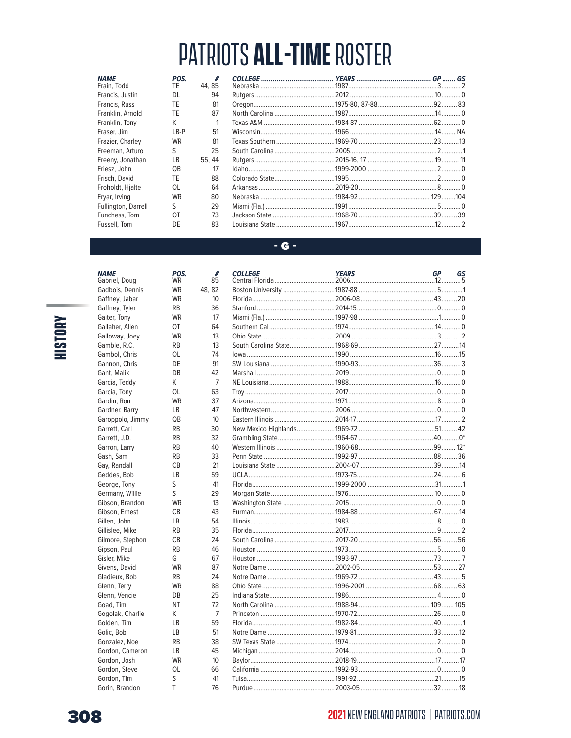# PATRIOTS **ALL-TIME** ROSTER

| NAME | POS. | # | COLLEGE | YEARS | GP | GS |
|---|---|---|---|---|---|---|
| Frain, Todd | TE | 44, 85 | Nebraska | 1987 | 3 | 2 |
| Francis, Justin | DL | 94 | Rutgers | 2012 | 10 | 0 |
| Francis, Russ | TE | 81 | Oregon | 1975-80, 87-88 | 92 | 83 |
| Franklin, Arnold | TE | 87 | North Carolina | 1987 | 14 | 0 |
| Franklin, Tony | K | 1 | Texas A&M | 1984-87 | 62 | 0 |
| Fraser, Jim | LB-P | 51 | Wisconsin | 1966 | 14 | NA |
| Frazier, Charley | WR | 81 | Texas Southern | 1969-70 | 23 | 13 |
| Freeman, Arturo | S | 25 | South Carolina | 2005 | 2 | 1 |
| Freeny, Jonathan | LB | 55, 44 | Rutgers | 2015-16, 17 | 19 | 11 |
| Friesz, John | QB | 17 | Idaho | 1999-2000 | 2 | 0 |
| Frisch, David | TE | 88 | Colorado State | 1995 | 2 | 0 |
| Froholdt, Hjalte | OL | 64 | Arkansas | 2019-20 | 8 | 0 |
| Fryar, Irving | WR | 80 | Nebraska | 1984-92 | 129 | 104 |
| Fullington, Darrell | S | 29 | Miami (Fla.) | 1991 | 5 | 0 |
| Funchess, Tom | OT | 73 | Jackson State | 1968-70 | 39 | 39 |
| Fussell, Tom | DE | 83 | Louisiana State | 1967 | 12 | 2 |

## - G -

| NAME | POS. | # | COLLEGE | YEARS | GP | GS |
|---|---|---|---|---|---|---|
| Gabriel, Doug | WR | 85 | Central Florida | 2006 | 12 | 5 |
| Gadbois, Dennis | WR | 48, 82 | Boston University | 1987-88 | 5 | 1 |
| Gaffney, Jabar | WR | 10 | Florida | 2006-08 | 43 | 20 |
| Gaffney, Tyler | RB | 36 | Stanford | 2014-15 | 0 | 0 |
| Gaiter, Tony | WR | 17 | Miami (Fla.) | 1997-98 | 1 | 0 |
| Gallaher, Allen | OT | 64 | Southern Cal | 1974 | 14 | 0 |
| Galloway, Joey | WR | 13 | Ohio State | 2009 | 3 | 2 |
| Gamble, R.C. | RB | 13 | South Carolina State | 1968-69 | 27 | 14 |
| Gambol, Chris | OL | 74 | Iowa | 1990 | 16 | 15 |
| Gannon, Chris | DE | 91 | SW Louisiana | 1990-93 | 36 | 3 |
| Gant, Malik | DB | 42 | Marshall | 2019 | 0 | 0 |
| Garcia, Teddy | K | 7 | NE Louisiana | 1988 | 16 | 0 |
| Garcia, Tony | OL | 63 | Troy | 2017 | 0 | 0 |
| Gardin, Ron | WR | 37 | Arizona | 1971 | 8 | 0 |
| Gardner, Barry | LB | 47 | Northwestern | 2006 | 0 | 0 |
| Garoppolo, Jimmy | QB | 10 | Eastern Illinois | 2014-17 | 17 | 2 |
| Garrett, Carl | RB | 30 | New Mexico Highlands | 1969-72 | 51 | 42 |
| Garrett, J.D. | RB | 32 | Grambling State | 1964-67 | 40 | 0* |
| Garron, Larry | RB | 40 | Western Illinois | 1960-68 | 99 | 12* |
| Gash, Sam | RB | 33 | Penn State | 1992-97 | 88 | 36 |
| Gay, Randall | CB | 21 | Louisiana State | 2004-07 | 39 | 14 |
| Geddes, Bob | LB | 59 | UCLA | 1973-75 | 24 | 6 |
| George, Tony | S | 41 | Florida | 1999-2000 | 31 | 1 |
| Germany, Willie | S | 29 | Morgan State | 1976 | 10 | 0 |
| Gibson, Brandon | WR | 13 | Washington State | 2015 | 0 | 0 |
| Gibson, Ernest | CB | 43 | Furman | 1984-88 | 67 | 14 |
| Gillen, John | LB | 54 | Illinois | 1983 | 8 | 0 |
| Gillislee, Mike | RB | 35 | Florida | 2017 | 9 | 2 |
| Gilmore, Stephon | CB | 24 | South Carolina | 2017-20 | 56 | 56 |
| Gipson, Paul | RB | 46 | Houston | 1973 | 5 | 0 |
| Gisler, Mike | G | 67 | Houston | 1993-97 | 73 | 7 |
| Givens, David | WR | 87 | Notre Dame | 2002-05 | 53 | 27 |
| Gladieux, Bob | RB | 24 | Notre Dame | 1969-72 | 43 | 5 |
| Glenn, Terry | WR | 88 | Ohio State | 1996-2001 | 68 | 63 |
| Glenn, Vencie | DB | 25 | Indiana State | 1986 | 4 | 0 |
| Goad, Tim | NT | 72 | North Carolina | 1988-94 | 109 | 105 |
| Gogolak, Charlie | K | 7 | Princeton | 1970-72 | 26 | 0 |
| Golden, Tim | LB | 59 | Florida | 1982-84 | 40 | 1 |
| Golic, Bob | LB | 51 | Notre Dame | 1979-81 | 33 | 12 |
| Gonzalez, Noe | RB | 38 | SW Texas State | 1974 | 2 | 0 |
| Gordon, Cameron | LB | 45 | Michigan | 2014 | 0 | 0 |
| Gordon, Josh | WR | 10 | Baylor | 2018-19 | 17 | 17 |
| Gordon, Steve | OL | 66 | California | 1992-93 | 0 | 0 |
| Gordon, Tim | S | 41 | Tulsa | 1991-92 | 21 | 15 |
| Gorin, Brandon | T | 76 | Purdue | 2003-05 | 32 | 18 |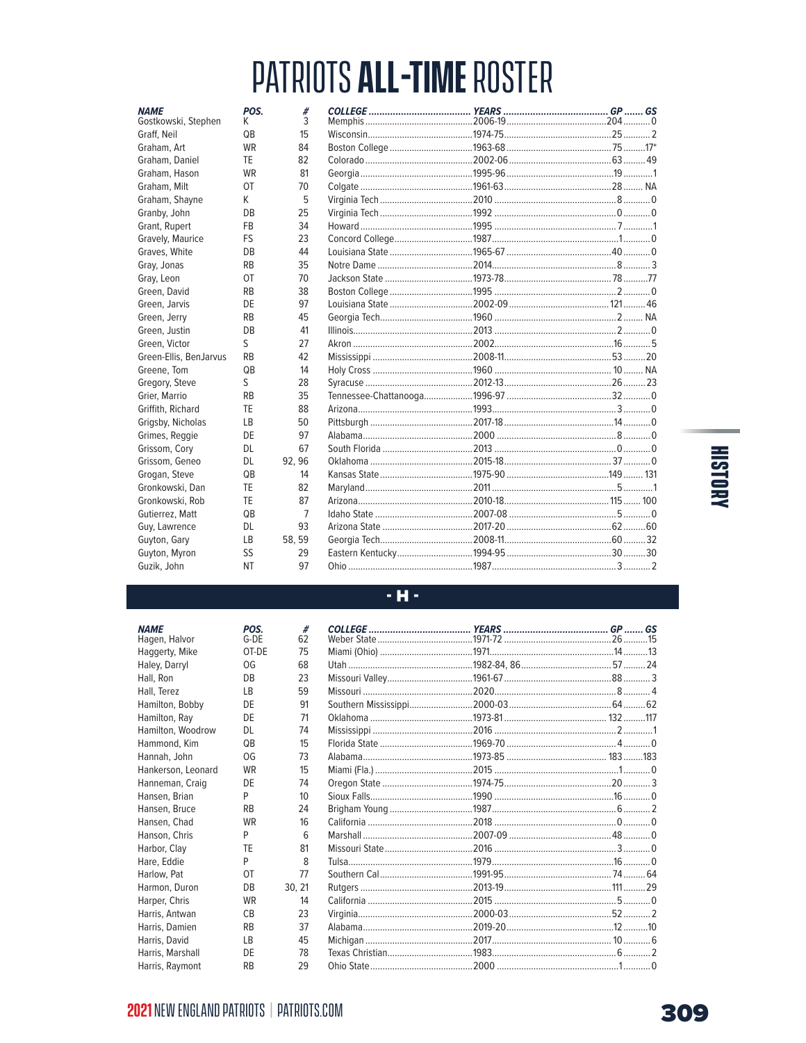# PATRIOTS ALL-TIME ROSTER

| NAME | POS. | # | COLLEGE | YEARS | GP | GS |
|---|---|---|---|---|---|---|
| Gostkowski, Stephen | K | 3 | Memphis | 2006-19 | 204 | 0 |
| Graff, Neil | QB | 15 | Wisconsin | 1974-75 | 25 | 2 |
| Graham, Art | WR | 84 | Boston College | 1963-68 | 75 | 17* |
| Graham, Daniel | TE | 82 | Colorado | 2002-06 | 63 | 49 |
| Graham, Hason | WR | 81 | Georgia | 1995-96 | 19 | 1 |
| Graham, Milt | OT | 70 | Colgate | 1961-63 | 28 | NA |
| Graham, Shayne | K | 5 | Virginia Tech | 2010 | 8 | 0 |
| Granby, John | DB | 25 | Virginia Tech | 1992 | 0 | 0 |
| Grant, Rupert | FB | 34 | Howard | 1995 | 7 | 1 |
| Gravely, Maurice | FS | 23 | Concord College | 1987 | 1 | 0 |
| Graves, White | DB | 44 | Louisiana State | 1965-67 | 40 | 0 |
| Gray, Jonas | RB | 35 | Notre Dame | 2014 | 8 | 3 |
| Gray, Leon | OT | 70 | Jackson State | 1973-78 | 78 | 77 |
| Green, David | RB | 38 | Boston College | 1995 | 2 | 0 |
| Green, Jarvis | DE | 97 | Louisiana State | 2002-09 | 121 | 46 |
| Green, Jerry | RB | 45 | Georgia Tech | 1960 | 2 | NA |
| Green, Justin | DB | 41 | Illinois | 2013 | 2 | 0 |
| Green, Victor | S | 27 | Akron | 2002 | 16 | 5 |
| Green-Ellis, BenJarvus | RB | 42 | Mississippi | 2008-11 | 53 | 20 |
| Greene, Tom | QB | 14 | Holy Cross | 1960 | 10 | NA |
| Gregory, Steve | S | 28 | Syracuse | 2012-13 | 26 | 23 |
| Grier, Marrio | RB | 35 | Tennessee-Chattanooga | 1996-97 | 32 | 0 |
| Griffith, Richard | TE | 88 | Arizona | 1993 | 3 | 0 |
| Grigsby, Nicholas | LB | 50 | Pittsburgh | 2017-18 | 14 | 0 |
| Grimes, Reggie | DE | 97 | Alabama | 2000 | 8 | 0 |
| Grissom, Cory | DL | 67 | South Florida | 2013 | 0 | 0 |
| Grissom, Geneo | DL | 92, 96 | Oklahoma | 2015-18 | 37 | 0 |
| Grogan, Steve | QB | 14 | Kansas State | 1975-90 | 149 | 131 |
| Gronkowski, Dan | TE | 82 | Maryland | 2011 | 5 | 1 |
| Gronkowski, Rob | TE | 87 | Arizona | 2010-18 | 115 | 100 |
| Gutierrez, Matt | QB | 7 | Idaho State | 2007-08 | 5 | 0 |
| Guy, Lawrence | DL | 93 | Arizona State | 2017-20 | 62 | 60 |
| Guyton, Gary | LB | 58, 59 | Georgia Tech | 2008-11 | 60 | 32 |
| Guyton, Myron | SS | 29 | Eastern Kentucky | 1994-95 | 30 | 30 |
| Guzik, John | NT | 97 | Ohio | 1987 | 3 | 2 |

## - H -

| NAME | POS. | # | COLLEGE | YEARS | GP | GS |
|---|---|---|---|---|---|---|
| Hagen, Halvor | G-DE | 62 | Weber State | 1971-72 | 26 | 15 |
| Haggerty, Mike | OT-DE | 75 | Miami (Ohio) | 1971 | 14 | 13 |
| Haley, Darryl | OG | 68 | Utah | 1982-84, 86 | 57 | 24 |
| Hall, Ron | DB | 23 | Missouri Valley | 1961-67 | 88 | 3 |
| Hall, Terez | LB | 59 | Missouri | 2020 | 8 | 4 |
| Hamilton, Bobby | DE | 91 | Southern Mississippi | 2000-03 | 64 | 62 |
| Hamilton, Ray | DE | 71 | Oklahoma | 1973-81 | 132 | 117 |
| Hamilton, Woodrow | DL | 74 | Mississippi | 2016 | 2 | 1 |
| Hammond, Kim | QB | 15 | Florida State | 1969-70 | 4 | 0 |
| Hannah, John | OG | 73 | Alabama | 1973-85 | 183 | 183 |
| Hankerson, Leonard | WR | 15 | Miami (Fla.) | 2015 | 1 | 0 |
| Hanneman, Craig | DE | 74 | Oregon State | 1974-75 | 20 | 3 |
| Hansen, Brian | P | 10 | Sioux Falls | 1990 | 16 | 0 |
| Hansen, Bruce | RB | 24 | Brigham Young | 1987 | 6 | 2 |
| Hansen, Chad | WR | 16 | California | 2018 | 0 | 0 |
| Hanson, Chris | P | 6 | Marshall | 2007-09 | 48 | 0 |
| Harbor, Clay | TE | 81 | Missouri State | 2016 | 3 | 0 |
| Hare, Eddie | P | 8 | Tulsa | 1979 | 16 | 0 |
| Harlow, Pat | OT | 77 | Southern Cal | 1991-95 | 74 | 64 |
| Harmon, Duron | DB | 30, 21 | Rutgers | 2013-19 | 111 | 29 |
| Harper, Chris | WR | 14 | California | 2015 | 5 | 0 |
| Harris, Antwan | CB | 23 | Virginia | 2000-03 | 52 | 2 |
| Harris, Damien | RB | 37 | Alabama | 2019-20 | 12 | 10 |
| Harris, David | LB | 45 | Michigan | 2017 | 10 | 6 |
| Harris, Marshall | DE | 78 | Texas Christian | 1983 | 6 | 2 |
| Harris, Raymont | RB | 29 | Ohio State | 2000 | 1 | 0 |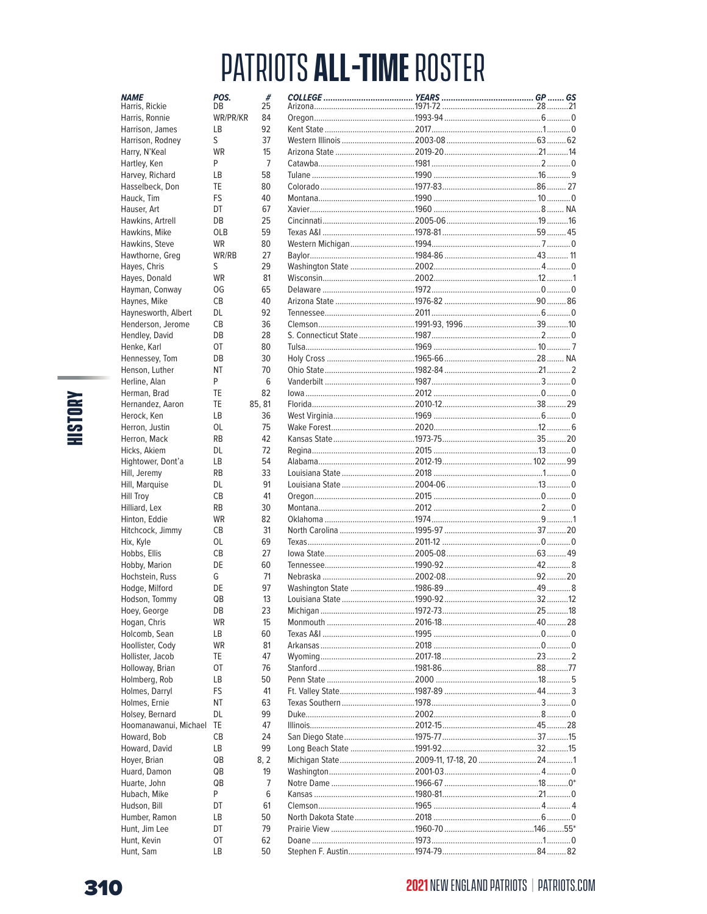# PATRIOTS **ALL-TIME** ROSTER

| NAME | POS. | # | COLLEGE | YEARS | GP | GS |
|---|---|---|---|---|---|---|
| Harris, Rickie | DB | 25 | Arizona | 1971-72 | 28 | 21 |
| Harris, Ronnie | WR/PR/KR | 84 | Oregon | 1993-94 | 6 | 0 |
| Harrison, James | LB | 92 | Kent State | 2017 | 1 | 0 |
| Harrison, Rodney | S | 37 | Western Illinois | 2003-08 | 63 | 62 |
| Harry, N'Keal | WR | 15 | Arizona State | 2019-20 | 21 | 14 |
| Hartley, Ken | P | 7 | Catawba | 1981 | 2 | 0 |
| Harvey, Richard | LB | 58 | Tulane | 1990 | 16 | 9 |
| Hasselbeck, Don | TE | 80 | Colorado | 1977-83 | 86 | 27 |
| Hauck, Tim | FS | 40 | Montana | 1990 | 10 | 0 |
| Hauser, Art | DT | 67 | Xavier | 1960 | 8 | NA |
| Hawkins, Artrell | DB | 25 | Cincinnati | 2005-06 | 19 | 16 |
| Hawkins, Mike | OLB | 59 | Texas A&I | 1978-81 | 59 | 45 |
| Hawkins, Steve | WR | 80 | Western Michigan | 1994 | 7 | 0 |
| Hawthorne, Greg | WR/RB | 27 | Baylor | 1984-86 | 43 | 11 |
| Hayes, Chris | S | 29 | Washington State | 2002 | 4 | 0 |
| Hayes, Donald | WR | 81 | Wisconsin | 2002 | 12 | 1 |
| Hayman, Conway | OG | 65 | Delaware | 1972 | 0 | 0 |
| Haynes, Mike | CB | 40 | Arizona State | 1976-82 | 90 | 86 |
| Haynesworth, Albert | DL | 92 | Tennessee | 2011 | 6 | 0 |
| Henderson, Jerome | CB | 36 | Clemson | 1991-93, 1996 | 39 | 10 |
| Hendley, David | DB | 28 | S. Connecticut State | 1987 | 2 | 0 |
| Henke, Karl | OT | 80 | Tulsa | 1969 | 10 | 7 |
| Hennessey, Tom | DB | 30 | Holy Cross | 1965-66 | 28 | NA |
| Henson, Luther | NT | 70 | Ohio State | 1982-84 | 21 | 2 |
| Herline, Alan | P | 6 | Vanderbilt | 1987 | 3 | 0 |
| Herman, Brad | TE | 82 | Iowa | 2012 | 0 | 0 |
| Hernandez, Aaron | TE | 85, 81 | Florida | 2010-12 | 38 | 29 |
| Herock, Ken | LB | 36 | West Virginia | 1969 | 6 | 0 |
| Herron, Justin | OL | 75 | Wake Forest | 2020 | 12 | 6 |
| Herron, Mack | RB | 42 | Kansas State | 1973-75 | 35 | 20 |
| Hicks, Akiem | DL | 72 | Regina | 2015 | 13 | 0 |
| Hightower, Dont'a | LB | 54 | Alabama | 2012-19 | 102 | 99 |
| Hill, Jeremy | RB | 33 | Louisiana State | 2018 | 1 | 0 |
| Hill, Marquise | DL | 91 | Louisiana State | 2004-06 | 13 | 0 |
| Hill Troy | CB | 41 | Oregon | 2015 | 0 | 0 |
| Hilliard, Lex | RB | 30 | Montana | 2012 | 2 | 0 |
| Hinton, Eddie | WR | 82 | Oklahoma | 1974 | 9 | 1 |
| Hitchcock, Jimmy | CB | 31 | North Carolina | 1995-97 | 37 | 20 |
| Hix, Kyle | OL | 69 | Texas | 2011-12 | 0 | 0 |
| Hobbs, Ellis | CB | 27 | Iowa State | 2005-08 | 63 | 49 |
| Hobby, Marion | DE | 60 | Tennessee | 1990-92 | 42 | 8 |
| Hochstein, Russ | G | 71 | Nebraska | 2002-08 | 92 | 20 |
| Hodge, Milford | DE | 97 | Washington State | 1986-89 | 49 | 8 |
| Hodson, Tommy | QB | 13 | Louisiana State | 1990-92 | 32 | 12 |
| Hoey, George | DB | 23 | Michigan | 1972-73 | 25 | 18 |
| Hogan, Chris | WR | 15 | Monmouth | 2016-18 | 40 | 28 |
| Holcomb, Sean | LB | 60 | Texas A&I | 1995 | 0 | 0 |
| Hoollister, Cody | WR | 81 | Arkansas | 2018 | 0 | 0 |
| Hollister, Jacob | TE | 47 | Wyoming | 2017-18 | 23 | 2 |
| Holloway, Brian | OT | 76 | Stanford | 1981-86 | 88 | 77 |
| Holmberg, Rob | LB | 50 | Penn State | 2000 | 18 | 5 |
| Holmes, Darryl | FS | 41 | Ft. Valley State | 1987-89 | 44 | 3 |
| Holmes, Ernie | NT | 63 | Texas Southern | 1978 | 3 | 0 |
| Holsey, Bernard | DL | 99 | Duke | 2002 | 8 | 0 |
| Hoomanawanui, Michael | TE | 47 | Illinois | 2012-15 | 45 | 28 |
| Howard, Bob | CB | 24 | San Diego State | 1975-77 | 37 | 15 |
| Howard, David | LB | 99 | Long Beach State | 1991-92 | 32 | 15 |
| Hoyer, Brian | QB | 8, 2 | Michigan State | 2009-11, 17-18, 20 | 24 | 1 |
| Huard, Damon | QB | 19 | Washington | 2001-03 | 4 | 0 |
| Huarte, John | QB | 7 | Notre Dame | 1966-67 | 18 | 0* |
| Hubach, Mike | P | 6 | Kansas | 1980-81 | 21 | 0 |
| Hudson, Bill | DT | 61 | Clemson | 1965 | 4 | 4 |
| Humber, Ramon | LB | 50 | North Dakota State | 2018 | 6 | 0 |
| Hunt, Jim Lee | DT | 79 | Prairie View | 1960-70 | 146 | 55* |
| Hunt, Kevin | OT | 62 | Doane | 1973 | 1 | 0 |
| Hunt, Sam | LB | 50 | Stephen F. Austin | 1974-79 | 84 | 82 |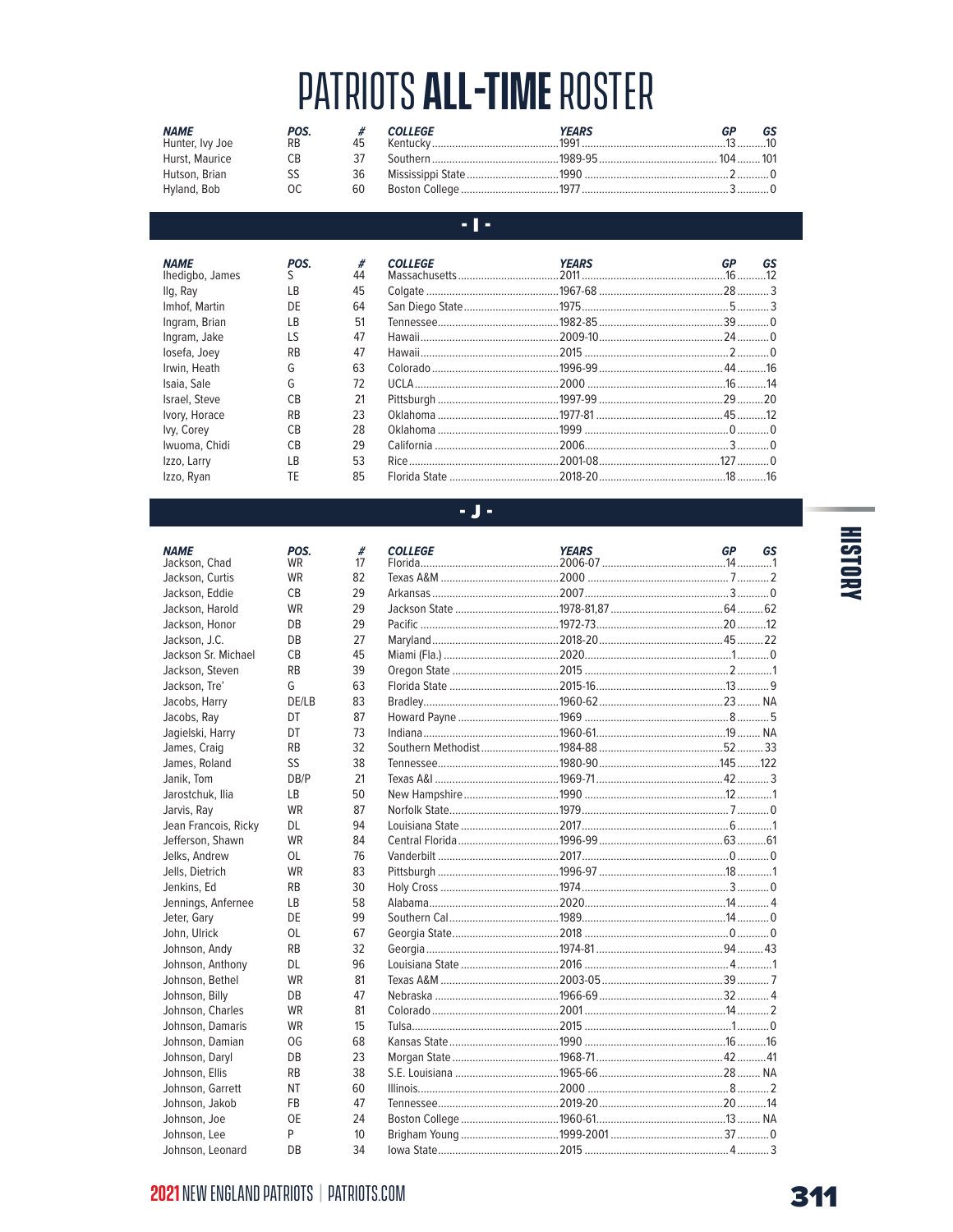# PATRIOTS **ALL-TIME** ROSTER

| NAME | POS. | # | COLLEGE | YEARS | GP | GS |
|---|---|---|---|---|---|---|
| Hunter, Ivy Joe | RB | 45 | Kentucky | 1991 | 13 | 10 |
| Hurst, Maurice | CB | 37 | Southern | 1989-95 | 104 | 101 |
| Hutson, Brian | SS | 36 | Mississippi State | 1990 | 2 | 0 |
| Hyland, Bob | OC | 60 | Boston College | 1977 | 3 | 0 |

## - I -

| NAME | POS. | # | COLLEGE | YEARS | GP | GS |
|---|---|---|---|---|---|---|
| Ihedigbo, James | S | 44 | Massachusetts | 2011 | 16 | 12 |
| Ilg, Ray | LB | 45 | Colgate | 1967-68 | 28 | 3 |
| Imhof, Martin | DE | 64 | San Diego State | 1975 | 5 | 3 |
| Ingram, Brian | LB | 51 | Tennessee | 1982-85 | 39 | 0 |
| Ingram, Jake | LS | 47 | Hawaii | 2009-10 | 24 | 0 |
| Iosefa, Joey | RB | 47 | Hawaii | 2015 | 2 | 0 |
| Irwin, Heath | G | 63 | Colorado | 1996-99 | 44 | 16 |
| Isaia, Sale | G | 72 | UCLA | 2000 | 16 | 14 |
| Israel, Steve | CB | 21 | Pittsburgh | 1997-99 | 29 | 20 |
| Ivory, Horace | RB | 23 | Oklahoma | 1977-81 | 45 | 12 |
| Ivy, Corey | CB | 28 | Oklahoma | 1999 | 0 | 0 |
| Iwuoma, Chidi | CB | 29 | California | 2006 | 3 | 0 |
| Izzo, Larry | LB | 53 | Rice | 2001-08 | 127 | 0 |
| Izzo, Ryan | TE | 85 | Florida State | 2018-20 | 18 | 16 |

## - J -

| NAME | POS. | # | COLLEGE | YEARS | GP | GS |
|---|---|---|---|---|---|---|
| Jackson, Chad | WR | 17 | Florida | 2006-07 | 14 | 1 |
| Jackson, Curtis | WR | 82 | Texas A&M | 2000 | 7 | 2 |
| Jackson, Eddie | CB | 29 | Arkansas | 2007 | 3 | 0 |
| Jackson, Harold | WR | 29 | Jackson State | 1978-81,87 | 64 | 62 |
| Jackson, Honor | DB | 29 | Pacific | 1972-73 | 20 | 12 |
| Jackson, J.C. | DB | 27 | Maryland | 2018-20 | 45 | 22 |
| Jackson Sr. Michael | CB | 45 | Miami (Fla.) | 2020 | 1 | 0 |
| Jackson, Steven | RB | 39 | Oregon State | 2015 | 2 | 1 |
| Jackson, Tre' | G | 63 | Florida State | 2015-16 | 13 | 9 |
| Jacobs, Harry | DE/LB | 83 | Bradley | 1960-62 | 23 | NA |
| Jacobs, Ray | DT | 87 | Howard Payne | 1969 | 8 | 5 |
| Jagielski, Harry | DT | 73 | Indiana | 1960-61 | 19 | NA |
| James, Craig | RB | 32 | Southern Methodist | 1984-88 | 52 | 33 |
| James, Roland | SS | 38 | Tennessee | 1980-90 | 145 | 122 |
| Janik, Tom | DB/P | 21 | Texas A&I | 1969-71 | 42 | 3 |
| Jarostchuk, Ilia | LB | 50 | New Hampshire | 1990 | 12 | 1 |
| Jarvis, Ray | WR | 87 | Norfolk State | 1979 | 7 | 0 |
| Jean Francois, Ricky | DL | 94 | Louisiana State | 2017 | 6 | 1 |
| Jefferson, Shawn | WR | 84 | Central Florida | 1996-99 | 63 | 61 |
| Jelks, Andrew | OL | 76 | Vanderbilt | 2017 | 0 | 0 |
| Jells, Dietrich | WR | 83 | Pittsburgh | 1996-97 | 18 | 1 |
| Jenkins, Ed | RB | 30 | Holy Cross | 1974 | 3 | 0 |
| Jennings, Anfernee | LB | 58 | Alabama | 2020 | 14 | 4 |
| Jeter, Gary | DE | 99 | Southern Cal | 1989 | 14 | 0 |
| John, Ulrick | OL | 67 | Georgia State | 2018 | 0 | 0 |
| Johnson, Andy | RB | 32 | Georgia | 1974-81 | 94 | 43 |
| Johnson, Anthony | DL | 96 | Louisiana State | 2016 | 4 | 1 |
| Johnson, Bethel | WR | 81 | Texas A&M | 2003-05 | 39 | 7 |
| Johnson, Billy | DB | 47 | Nebraska | 1966-69 | 32 | 4 |
| Johnson, Charles | WR | 81 | Colorado | 2001 | 14 | 2 |
| Johnson, Damaris | WR | 15 | Tulsa | 2015 | 1 | 0 |
| Johnson, Damian | OG | 68 | Kansas State | 1990 | 16 | 16 |
| Johnson, Daryl | DB | 23 | Morgan State | 1968-71 | 42 | 41 |
| Johnson, Ellis | RB | 38 | S.E. Louisiana | 1965-66 | 28 | NA |
| Johnson, Garrett | NT | 60 | Illinois | 2000 | 8 | 2 |
| Johnson, Jakob | FB | 47 | Tennessee | 2019-20 | 20 | 14 |
| Johnson, Joe | OE | 24 | Boston College | 1960-61 | 13 | NA |
| Johnson, Lee | P | 10 | Brigham Young | 1999-2001 | 37 | 0 |
| Johnson, Leonard | DB | 34 | Iowa State | 2015 | 4 | 3 |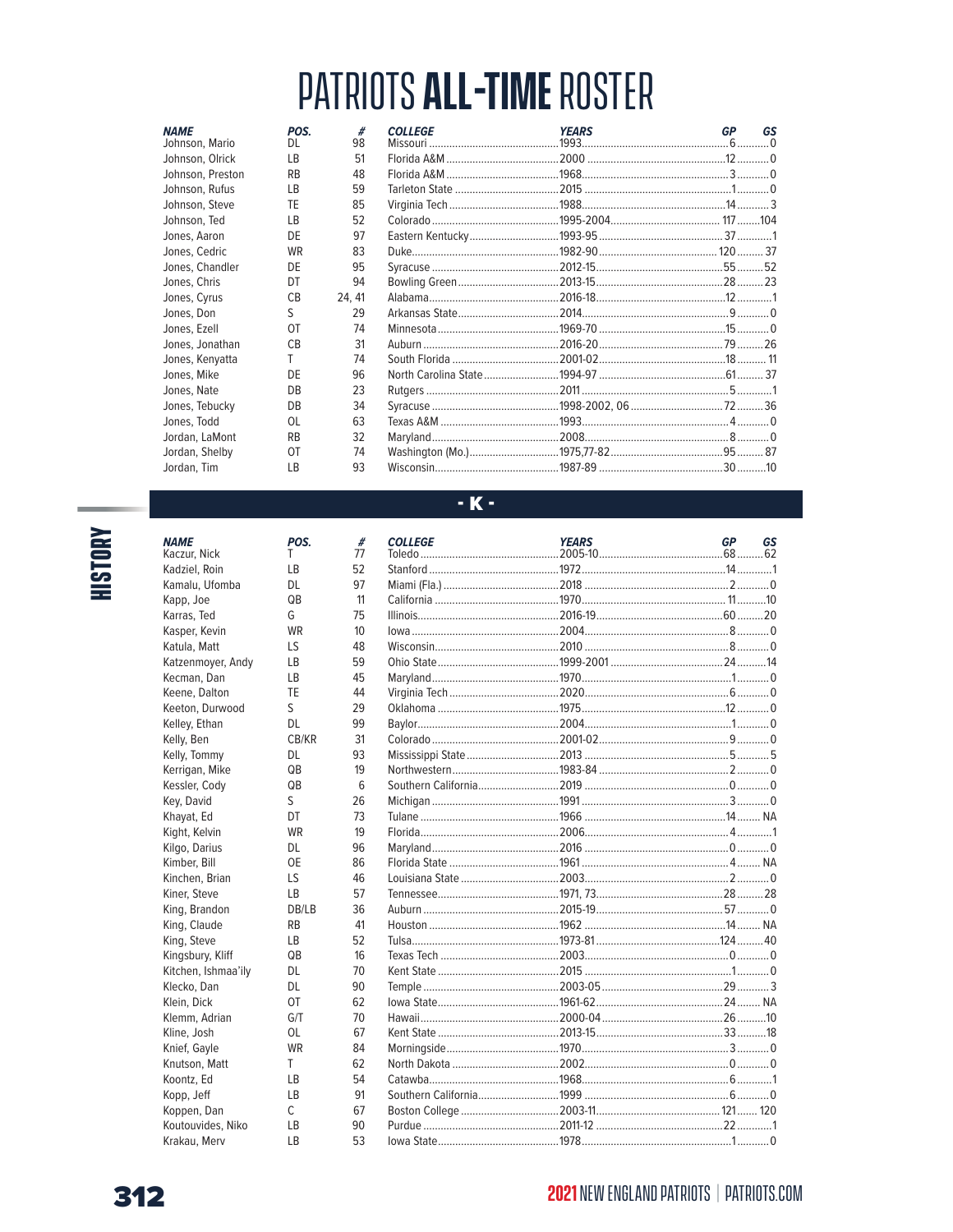# PATRIOTS **ALL-TIME** ROSTER

| NAME | POS. | # | COLLEGE | YEARS | GP | GS |
|---|---|---|---|---|---|---|
| Johnson, Mario | DL | 98 | Missouri | 1993 | 6 | 0 |
| Johnson, Olrick | LB | 51 | Florida A&M | 2000 | 12 | 0 |
| Johnson, Preston | RB | 48 | Florida A&M | 1968 | 3 | 0 |
| Johnson, Rufus | LB | 59 | Tarleton State | 2015 | 1 | 0 |
| Johnson, Steve | TE | 85 | Virginia Tech | 1988 | 14 | 3 |
| Johnson, Ted | LB | 52 | Colorado | 1995-2004 | 117 | 104 |
| Jones, Aaron | DE | 97 | Eastern Kentucky | 1993-95 | 37 | 1 |
| Jones, Cedric | WR | 83 | Duke | 1982-90 | 120 | 37 |
| Jones, Chandler | DE | 95 | Syracuse | 2012-15 | 55 | 52 |
| Jones, Chris | DT | 94 | Bowling Green | 2013-15 | 28 | 23 |
| Jones, Cyrus | CB | 24, 41 | Alabama | 2016-18 | 12 | 1 |
| Jones, Don | S | 29 | Arkansas State | 2014 | 9 | 0 |
| Jones, Ezell | OT | 74 | Minnesota | 1969-70 | 15 | 0 |
| Jones, Jonathan | CB | 31 | Auburn | 2016-20 | 79 | 26 |
| Jones, Kenyatta | T | 74 | South Florida | 2001-02 | 18 | 11 |
| Jones, Mike | DE | 96 | North Carolina State | 1994-97 | 61 | 37 |
| Jones, Nate | DB | 23 | Rutgers | 2011 | 5 | 1 |
| Jones, Tebucky | DB | 34 | Syracuse | 1998-2002, 06 | 72 | 36 |
| Jones, Todd | OL | 63 | Texas A&M | 1993 | 4 | 0 |
| Jordan, LaMont | RB | 32 | Maryland | 2008 | 8 | 0 |
| Jordan, Shelby | OT | 74 | Washington (Mo.) | 1975,77-82 | 95 | 87 |
| Jordan, Tim | LB | 93 | Wisconsin | 1987-89 | 30 | 10 |

## - K -

| NAME | POS. | # | COLLEGE | YEARS | GP | GS |
|---|---|---|---|---|---|---|
| Kaczur, Nick | T | 77 | Toledo | 2005-10 | 68 | 62 |
| Kadziel, Roin | LB | 52 | Stanford | 1972 | 14 | 1 |
| Kamalu, Ufomba | DL | 97 | Miami (Fla.) | 2018 | 2 | 0 |
| Kapp, Joe | QB | 11 | California | 1970 | 11 | 10 |
| Karras, Ted | G | 75 | Illinois | 2016-19 | 60 | 20 |
| Kasper, Kevin | WR | 10 | Iowa | 2004 | 8 | 0 |
| Katula, Matt | LS | 48 | Wisconsin | 2010 | 8 | 0 |
| Katzenmoyer, Andy | LB | 59 | Ohio State | 1999-2001 | 24 | 14 |
| Kecman, Dan | LB | 45 | Maryland | 1970 | 1 | 0 |
| Keene, Dalton | TE | 44 | Virginia Tech | 2020 | 6 | 0 |
| Keeton, Durwood | S | 29 | Oklahoma | 1975 | 12 | 0 |
| Kelley, Ethan | DL | 99 | Baylor | 2004 | 1 | 0 |
| Kelly, Ben | CB/KR | 31 | Colorado | 2001-02 | 9 | 0 |
| Kelly, Tommy | DL | 93 | Mississippi State | 2013 | 5 | 5 |
| Kerrigan, Mike | QB | 19 | Northwestern | 1983-84 | 2 | 0 |
| Kessler, Cody | QB | 6 | Southern California | 2019 | 0 | 0 |
| Key, David | S | 26 | Michigan | 1991 | 3 | 0 |
| Khayat, Ed | DT | 73 | Tulane | 1966 | 14 | NA |
| Kight, Kelvin | WR | 19 | Florida | 2006 | 4 | 1 |
| Kilgo, Darius | DL | 96 | Maryland | 2016 | 0 | 0 |
| Kimber, Bill | OE | 86 | Florida State | 1961 | 4 | NA |
| Kinchen, Brian | LS | 46 | Louisiana State | 2003 | 2 | 0 |
| Kiner, Steve | LB | 57 | Tennessee | 1971, 73 | 28 | 28 |
| King, Brandon | DB/LB | 36 | Auburn | 2015-19 | 57 | 0 |
| King, Claude | RB | 41 | Houston | 1962 | 14 | NA |
| King, Steve | LB | 52 | Tulsa | 1973-81 | 124 | 40 |
| Kingsbury, Kliff | QB | 16 | Texas Tech | 2003 | 0 | 0 |
| Kitchen, Ishmaa'ily | DL | 70 | Kent State | 2015 | 1 | 0 |
| Klecko, Dan | DL | 90 | Temple | 2003-05 | 29 | 3 |
| Klein, Dick | OT | 62 | Iowa State | 1961-62 | 24 | NA |
| Klemm, Adrian | G/T | 70 | Hawaii | 2000-04 | 26 | 10 |
| Kline, Josh | OL | 67 | Kent State | 2013-15 | 33 | 18 |
| Knief, Gayle | WR | 84 | Morningside | 1970 | 3 | 0 |
| Knutson, Matt | T | 62 | North Dakota | 2002 | 0 | 0 |
| Koontz, Ed | LB | 54 | Catawba | 1968 | 6 | 1 |
| Kopp, Jeff | LB | 91 | Southern California | 1999 | 6 | 0 |
| Koppen, Dan | C | 67 | Boston College | 2003-11 | 121 | 120 |
| Koutouvides, Niko | LB | 90 | Purdue | 2011-12 | 22 | 1 |
| Krakau, Merv | LB | 53 | Iowa State | 1978 | 1 | 0 |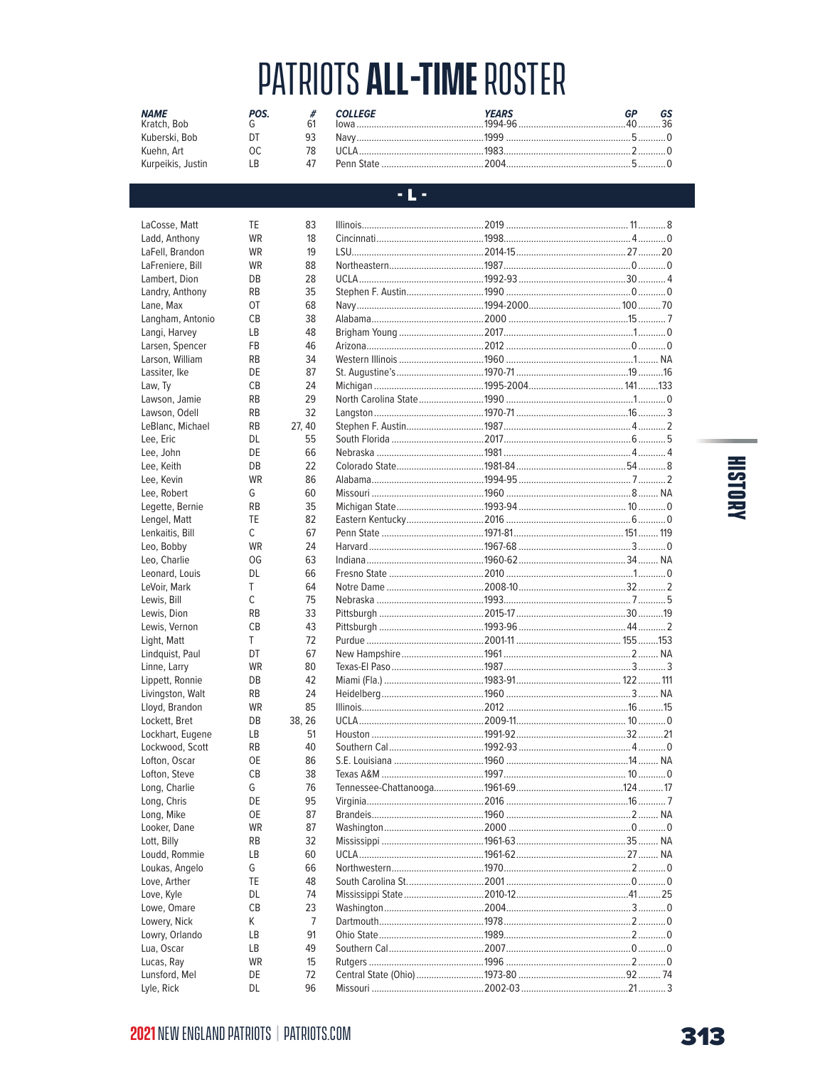# PATRIOTS **ALL-TIME** ROSTER

| NAME | POS. | # | COLLEGE | YEARS | GP | GS |
|---|---|---|---|---|---|---|
| Kratch, Bob | G | 61 | Iowa | 1994-96 | 40 | 36 |
| Kuberski, Bob | DT | 93 | Navy | 1999 | 5 | 0 |
| Kuehn, Art | OC | 78 | UCLA | 1983 | 2 | 0 |
| Kurpeikis, Justin | LB | 47 | Penn State | 2004 | 5 | 0 |

## - L -

| NAME | POS. | # | COLLEGE | YEARS | GP | GS |
|---|---|---|---|---|---|---|
| LaCosse, Matt | TE | 83 | Illinois | 2019 | 11 | 8 |
| Ladd, Anthony | WR | 18 | Cincinnati | 1998 | 4 | 0 |
| LaFell, Brandon | WR | 19 | LSU | 2014-15 | 27 | 20 |
| LaFreniere, Bill | WR | 88 | Northeastern | 1987 | 0 | 0 |
| Lambert, Dion | DB | 28 | UCLA | 1992-93 | 30 | 4 |
| Landry, Anthony | RB | 35 | Stephen F. Austin | 1990 | 0 | 0 |
| Lane, Max | OT | 68 | Navy | 1994-2000 | 100 | 70 |
| Langham, Antonio | CB | 38 | Alabama | 2000 | 15 | 7 |
| Langi, Harvey | LB | 48 | Brigham Young | 2017 | 1 | 0 |
| Larsen, Spencer | FB | 46 | Arizona | 2012 | 0 | 0 |
| Larson, William | RB | 34 | Western Illinois | 1960 | 1 | NA |
| Lassiter, Ike | DE | 87 | St. Augustine's | 1970-71 | 19 | 16 |
| Law, Ty | CB | 24 | Michigan | 1995-2004 | 141 | 133 |
| Lawson, Jamie | RB | 29 | North Carolina State | 1990 | 1 | 0 |
| Lawson, Odell | RB | 32 | Langston | 1970-71 | 16 | 3 |
| LeBlanc, Michael | RB | 27, 40 | Stephen F. Austin | 1987 | 4 | 2 |
| Lee, Eric | DL | 55 | South Florida | 2017 | 6 | 5 |
| Lee, John | DE | 66 | Nebraska | 1981 | 4 | 4 |
| Lee, Keith | DB | 22 | Colorado State | 1981-84 | 54 | 8 |
| Lee, Kevin | WR | 86 | Alabama | 1994-95 | 7 | 2 |
| Lee, Robert | G | 60 | Missouri | 1960 | 8 | NA |
| Legette, Bernie | RB | 35 | Michigan State | 1993-94 | 10 | 0 |
| Lengel, Matt | TE | 82 | Eastern Kentucky | 2016 | 6 | 0 |
| Lenkaitis, Bill | C | 67 | Penn State | 1971-81 | 151 | 119 |
| Leo, Bobby | WR | 24 | Harvard | 1967-68 | 3 | 0 |
| Leo, Charlie | OG | 63 | Indiana | 1960-62 | 34 | NA |
| Leonard, Louis | DL | 66 | Fresno State | 2010 | 1 | 0 |
| LeVoir, Mark | T | 64 | Notre Dame | 2008-10 | 32 | 2 |
| Lewis, Bill | C | 75 | Nebraska | 1993 | 7 | 5 |
| Lewis, Dion | RB | 33 | Pittsburgh | 2015-17 | 30 | 19 |
| Lewis, Vernon | CB | 43 | Pittsburgh | 1993-96 | 44 | 2 |
| Light, Matt | T | 72 | Purdue | 2001-11 | 155 | 153 |
| Lindquist, Paul | DT | 67 | New Hampshire | 1961 | 2 | NA |
| Linne, Larry | WR | 80 | Texas-El Paso | 1987 | 3 | 3 |
| Lippett, Ronnie | DB | 42 | Miami (Fla.) | 1983-91 | 122 | 111 |
| Livingston, Walt | RB | 24 | Heidelberg | 1960 | 3 | NA |
| Lloyd, Brandon | WR | 85 | Illinois | 2012 | 16 | 15 |
| Lockett, Bret | DB | 38, 26 | UCLA | 2009-11 | 10 | 0 |
| Lockhart, Eugene | LB | 51 | Houston | 1991-92 | 32 | 21 |
| Lockwood, Scott | RB | 40 | Southern Cal | 1992-93 | 4 | 0 |
| Lofton, Oscar | OE | 86 | S.E. Louisiana | 1960 | 14 | NA |
| Lofton, Steve | CB | 38 | Texas A&M | 1997 | 10 | 0 |
| Long, Charlie | G | 76 | Tennessee-Chattanooga | 1961-69 | 124 | 17 |
| Long, Chris | DE | 95 | Virginia | 2016 | 16 | 7 |
| Long, Mike | OE | 87 | Brandeis | 1960 | 2 | NA |
| Looker, Dane | WR | 87 | Washington | 2000 | 0 | 0 |
| Lott, Billy | RB | 32 | Mississippi | 1961-63 | 35 | NA |
| Loudd, Rommie | LB | 60 | UCLA | 1961-62 | 27 | NA |
| Loukas, Angelo | G | 66 | Northwestern | 1970 | 2 | 0 |
| Love, Arther | TE | 48 | South Carolina St. | 2001 | 0 | 0 |
| Love, Kyle | DL | 74 | Mississippi State | 2010-12 | 41 | 25 |
| Lowe, Omare | CB | 23 | Washington | 2004 | 3 | 0 |
| Lowery, Nick | K | 7 | Dartmouth | 1978 | 2 | 0 |
| Lowry, Orlando | LB | 91 | Ohio State | 1989 | 2 | 0 |
| Lua, Oscar | LB | 49 | Southern Cal | 2007 | 0 | 0 |
| Lucas, Ray | WR | 15 | Rutgers | 1996 | 2 | 0 |
| Lunsford, Mel | DE | 72 | Central State (Ohio) | 1973-80 | 92 | 74 |
| Lyle, Rick | DL | 96 | Missouri | 2002-03 | 21 | 3 |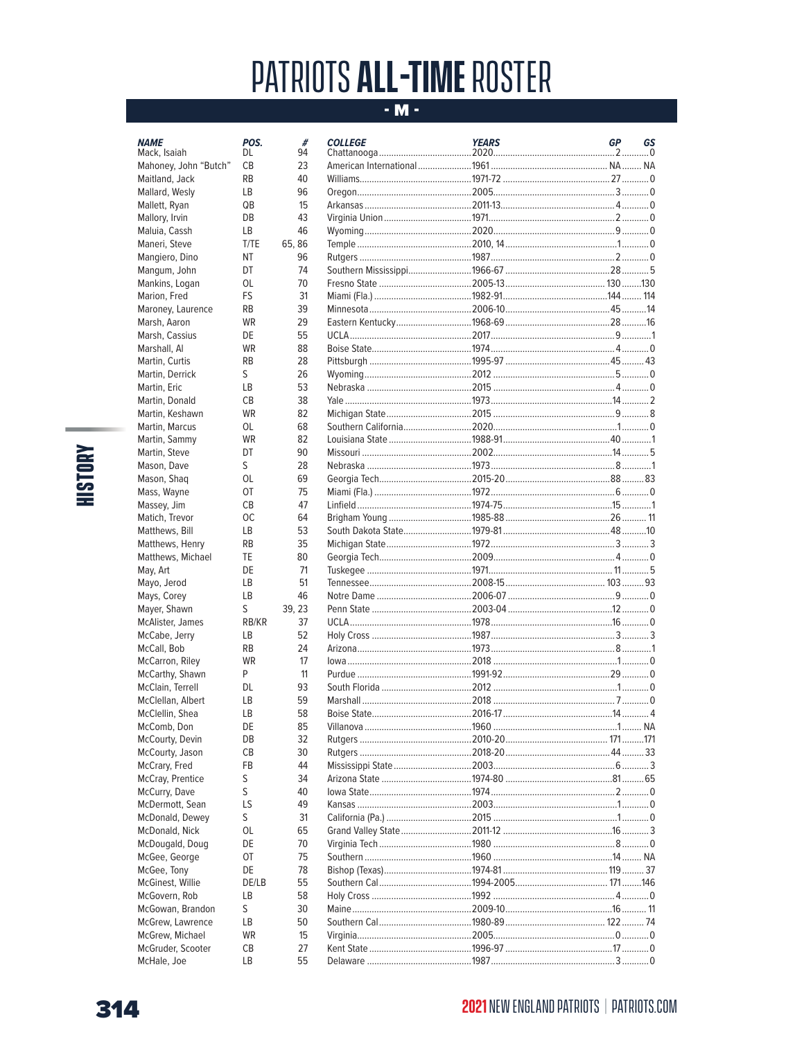# PATRIOTS **ALL-TIME** ROSTER

## - M -

| NAME | POS. | # | COLLEGE | YEARS | GP | GS |
|---|---|---|---|---|---|---|
| Mack, Isaiah | DL | 94 | Chattanooga | 2020 | 2 | 0 |
| Mahoney, John "Butch" | CB | 23 | American International | 1961 | NA | NA |
| Maitland, Jack | RB | 40 | Williams | 1971-72 | 27 | 0 |
| Mallard, Wesly | LB | 96 | Oregon | 2005 | 3 | 0 |
| Mallett, Ryan | QB | 15 | Arkansas | 2011-13 | 4 | 0 |
| Mallory, Irvin | DB | 43 | Virginia Union | 1971 | 2 | 0 |
| Maluia, Cassh | LB | 46 | Wyoming | 2020 | 9 | 0 |
| Maneri, Steve | T/TE | 65, 86 | Temple | 2010, 14 | 1 | 0 |
| Mangiero, Dino | NT | 96 | Rutgers | 1987 | 2 | 0 |
| Mangum, John | DT | 74 | Southern Mississippi | 1966-67 | 28 | 5 |
| Mankins, Logan | OL | 70 | Fresno State | 2005-13 | 130 | 130 |
| Marion, Fred | FS | 31 | Miami (Fla.) | 1982-91 | 144 | 114 |
| Maroney, Laurence | RB | 39 | Minnesota | 2006-10 | 45 | 14 |
| Marsh, Aaron | WR | 29 | Eastern Kentucky | 1968-69 | 28 | 16 |
| Marsh, Cassius | DE | 55 | UCLA | 2017 | 9 | 1 |
| Marshall, Al | WR | 88 | Boise State | 1974 | 4 | 0 |
| Martin, Curtis | RB | 28 | Pittsburgh | 1995-97 | 45 | 43 |
| Martin, Derrick | S | 26 | Wyoming | 2012 | 5 | 0 |
| Martin, Eric | LB | 53 | Nebraska | 2015 | 4 | 0 |
| Martin, Donald | CB | 38 | Yale | 1973 | 14 | 2 |
| Martin, Keshawn | WR | 82 | Michigan State | 2015 | 9 | 8 |
| Martin, Marcus | OL | 68 | Southern California | 2020 | 1 | 0 |
| Martin, Sammy | WR | 82 | Louisiana State | 1988-91 | 40 | 1 |
| Martin, Steve | DT | 90 | Missouri | 2002 | 14 | 5 |
| Mason, Dave | S | 28 | Nebraska | 1973 | 8 | 1 |
| Mason, Shaq | OL | 69 | Georgia Tech | 2015-20 | 88 | 83 |
| Mass, Wayne | OT | 75 | Miami (Fla.) | 1972 | 6 | 0 |
| Massey, Jim | CB | 47 | Linfield | 1974-75 | 15 | 1 |
| Matich, Trevor | OC | 64 | Brigham Young | 1985-88 | 26 | 11 |
| Matthews, Bill | LB | 53 | South Dakota State | 1979-81 | 48 | 10 |
| Matthews, Henry | RB | 35 | Michigan State | 1972 | 3 | 3 |
| Matthews, Michael | TE | 80 | Georgia Tech | 2009 | 4 | 0 |
| May, Art | DE | 71 | Tuskegee | 1971 | 11 | 5 |
| Mayo, Jerod | LB | 51 | Tennessee | 2008-15 | 103 | 93 |
| Mays, Corey | LB | 46 | Notre Dame | 2006-07 | 9 | 0 |
| Mayer, Shawn | S | 39, 23 | Penn State | 2003-04 | 12 | 0 |
| McAlister, James | RB/KR | 37 | UCLA | 1978 | 16 | 0 |
| McCabe, Jerry | LB | 52 | Holy Cross | 1987 | 3 | 3 |
| McCall, Bob | RB | 24 | Arizona | 1973 | 8 | 1 |
| McCarron, Riley | WR | 17 | Iowa | 2018 | 1 | 0 |
| McCarthy, Shawn | P | 11 | Purdue | 1991-92 | 29 | 0 |
| McClain, Terrell | DL | 93 | South Florida | 2012 | 1 | 0 |
| McClellan, Albert | LB | 59 | Marshall | 2018 | 7 | 0 |
| McClellin, Shea | LB | 58 | Boise State | 2016-17 | 14 | 4 |
| McComb, Don | DE | 85 | Villanova | 1960 | 1 | NA |
| McCourty, Devin | DB | 32 | Rutgers | 2010-20 | 171 | 171 |
| McCourty, Jason | CB | 30 | Rutgers | 2018-20 | 44 | 33 |
| McCrary, Fred | FB | 44 | Mississippi State | 2003 | 6 | 3 |
| McCray, Prentice | S | 34 | Arizona State | 1974-80 | 81 | 65 |
| McCurry, Dave | S | 40 | Iowa State | 1974 | 2 | 0 |
| McDermott, Sean | LS | 49 | Kansas | 2003 | 1 | 0 |
| McDonald, Dewey | S | 31 | California (Pa.) | 2015 | 1 | 0 |
| McDonald, Nick | OL | 65 | Grand Valley State | 2011-12 | 16 | 3 |
| McDougald, Doug | DE | 70 | Virginia Tech | 1980 | 8 | 0 |
| McGee, George | OT | 75 | Southern | 1960 | 14 | NA |
| McGee, Tony | DE | 78 | Bishop (Texas) | 1974-81 | 119 | 37 |
| McGinest, Willie | DE/LB | 55 | Southern Cal | 1994-2005 | 171 | 146 |
| McGovern, Rob | LB | 58 | Holy Cross | 1992 | 4 | 0 |
| McGowan, Brandon | S | 30 | Maine | 2009-10 | 16 | 11 |
| McGrew, Lawrence | LB | 50 | Southern Cal | 1980-89 | 122 | 74 |
| McGrew, Michael | WR | 15 | Virginia | 2005 | 0 | 0 |
| McGruder, Scooter | CB | 27 | Kent State | 1996-97 | 17 | 0 |
| McHale, Joe | LB | 55 | Delaware | 1987 | 3 | 0 |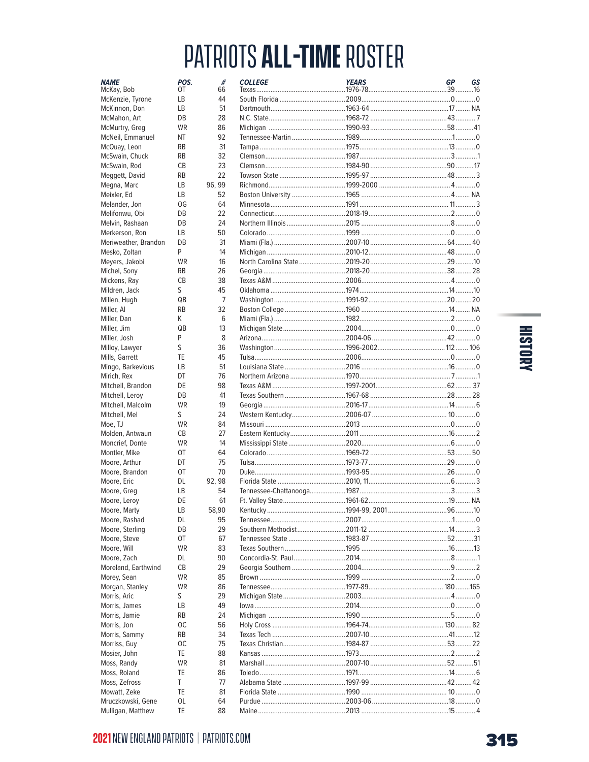# PATRIOTS **ALL-TIME** ROSTER

| NAME | POS. | # | COLLEGE | YEARS | GP | GS |
|---|---|---|---|---|---|---|
| McKay, Bob | OT | 66 | Texas | 1976-78 | 39 | 16 |
| McKenzie, Tyrone | LB | 44 | South Florida | 2009 | 0 | 0 |
| McKinnon, Don | LB | 51 | Dartmouth | 1963-64 | 17 | NA |
| McMahon, Art | DB | 28 | N.C. State | 1968-72 | 43 | 7 |
| McMurtry, Greg | WR | 86 | Michigan | 1990-93 | 58 | 41 |
| McNeil, Emmanuel | NT | 92 | Tennessee-Martin | 1989 | 1 | 0 |
| McQuay, Leon | RB | 31 | Tampa | 1975 | 13 | 0 |
| McSwain, Chuck | RB | 32 | Clemson | 1987 | 3 | 1 |
| McSwain, Rod | CB | 23 | Clemson | 1984-90 | 90 | 17 |
| Meggett, David | RB | 22 | Towson State | 1995-97 | 48 | 3 |
| Megna, Marc | LB | 96, 99 | Richmond | 1999-2000 | 4 | 0 |
| Meixler, Ed | LB | 52 | Boston University | 1965 | 4 | NA |
| Melander, Jon | OG | 64 | Minnesota | 1991 | 11 | 3 |
| Melifonwu, Obi | DB | 22 | Connecticut | 2018-19 | 2 | 0 |
| Melvin, Rashaan | DB | 24 | Northern Illinois | 2015 | 8 | 0 |
| Merkerson, Ron | LB | 50 | Colorado | 1999 | 0 | 0 |
| Meriweather, Brandon | DB | 31 | Miami (Fla.) | 2007-10 | 64 | 40 |
| Mesko, Zoltan | P | 14 | Michigan | 2010-12 | 48 | 0 |
| Meyers, Jakobi | WR | 16 | North Carolina State | 2019-20 | 29 | 10 |
| Michel, Sony | RB | 26 | Georgia | 2018-20 | 38 | 28 |
| Mickens, Ray | CB | 38 | Texas A&M | 2006 | 4 | 0 |
| Mildren, Jack | S | 45 | Oklahoma | 1974 | 14 | 10 |
| Millen, Hugh | QB | 7 | Washington | 1991-92 | 20 | 20 |
| Miller, Al | RB | 32 | Boston College | 1960 | 14 | NA |
| Miller, Dan | K | 6 | Miami (Fla.) | 1982 | 2 | 0 |
| Miller, Jim | QB | 13 | Michigan State | 2004 | 0 | 0 |
| Miller, Josh | P | 8 | Arizona | 2004-06 | 42 | 0 |
| Milloy, Lawyer | S | 36 | Washington | 1996-2002 | 112 | 106 |
| Mills, Garrett | TE | 45 | Tulsa | 2006 | 0 | 0 |
| Mingo, Barkevious | LB | 51 | Louisiana State | 2016 | 16 | 0 |
| Mirich, Rex | DT | 76 | Northern Arizona | 1970 | 7 | 1 |
| Mitchell, Brandon | DE | 98 | Texas A&M | 1997-2001 | 62 | 37 |
| Mitchell, Leroy | DB | 41 | Texas Southern | 1967-68 | 28 | 28 |
| Mitchell, Malcolm | WR | 19 | Georgia | 2016-17 | 14 | 6 |
| Mitchell, Mel | S | 24 | Western Kentucky | 2006-07 | 10 | 0 |
| Moe, TJ | WR | 84 | Missouri | 2013 | 0 | 0 |
| Molden, Antwaun | CB | 27 | Eastern Kentucky | 2011 | 16 | 2 |
| Moncrief, Donte | WR | 14 | Mississippi State | 2020 | 6 | 0 |
| Montler, Mike | OT | 64 | Colorado | 1969-72 | 53 | 50 |
| Moore, Arthur | DT | 75 | Tulsa | 1973-77 | 29 | 0 |
| Moore, Brandon | OT | 70 | Duke | 1993-95 | 26 | 0 |
| Moore, Eric | DL | 92, 98 | Florida State | 2010, 11 | 6 | 3 |
| Moore, Greg | LB | 54 | Tennessee-Chattanooga | 1987 | 3 | 3 |
| Moore, Leroy | DE | 61 | Ft. Valley State | 1961-62 | 19 | NA |
| Moore, Marty | LB | 58,90 | Kentucky | 1994-99, 2001 | 96 | 10 |
| Moore, Rashad | DL | 95 | Tennessee | 2007 | 1 | 0 |
| Moore, Sterling | DB | 29 | Southern Methodist | 2011-12 | 14 | 3 |
| Moore, Steve | OT | 67 | Tennessee State | 1983-87 | 52 | 31 |
| Moore, Will | WR | 83 | Texas Southern | 1995 | 16 | 13 |
| Moore, Zach | DL | 90 | Concordia-St. Paul | 2014 | 8 | 1 |
| Moreland, Earthwind | CB | 29 | Georgia Southern | 2004 | 9 | 2 |
| Morey, Sean | WR | 85 | Brown | 1999 | 2 | 0 |
| Morgan, Stanley | WR | 86 | Tennessee | 1977-89 | 180 | 165 |
| Morris, Aric | S | 29 | Michigan State | 2003 | 4 | 0 |
| Morris, James | LB | 49 | Iowa | 2014 | 0 | 0 |
| Morris, Jamie | RB | 24 | Michigan | 1990 | 5 | 0 |
| Morris, Jon | OC | 56 | Holy Cross | 1964-74 | 130 | 82 |
| Morris, Sammy | RB | 34 | Texas Tech | 2007-10 | 41 | 12 |
| Morriss, Guy | OC | 75 | Texas Christian | 1984-87 | 53 | 22 |
| Mosier, John | TE | 88 | Kansas | 1973 | 2 | 2 |
| Moss, Randy | WR | 81 | Marshall | 2007-10 | 52 | 51 |
| Moss, Roland | TE | 86 | Toledo | 1971 | 14 | 6 |
| Moss, Zefross | T | 77 | Alabama State | 1997-99 | 42 | 42 |
| Mowatt, Zeke | TE | 81 | Florida State | 1990 | 10 | 0 |
| Mruczkowski, Gene | OL | 64 | Purdue | 2003-06 | 18 | 0 |
| Mulligan, Matthew | TE | 88 | Maine | 2013 | 15 | 4 |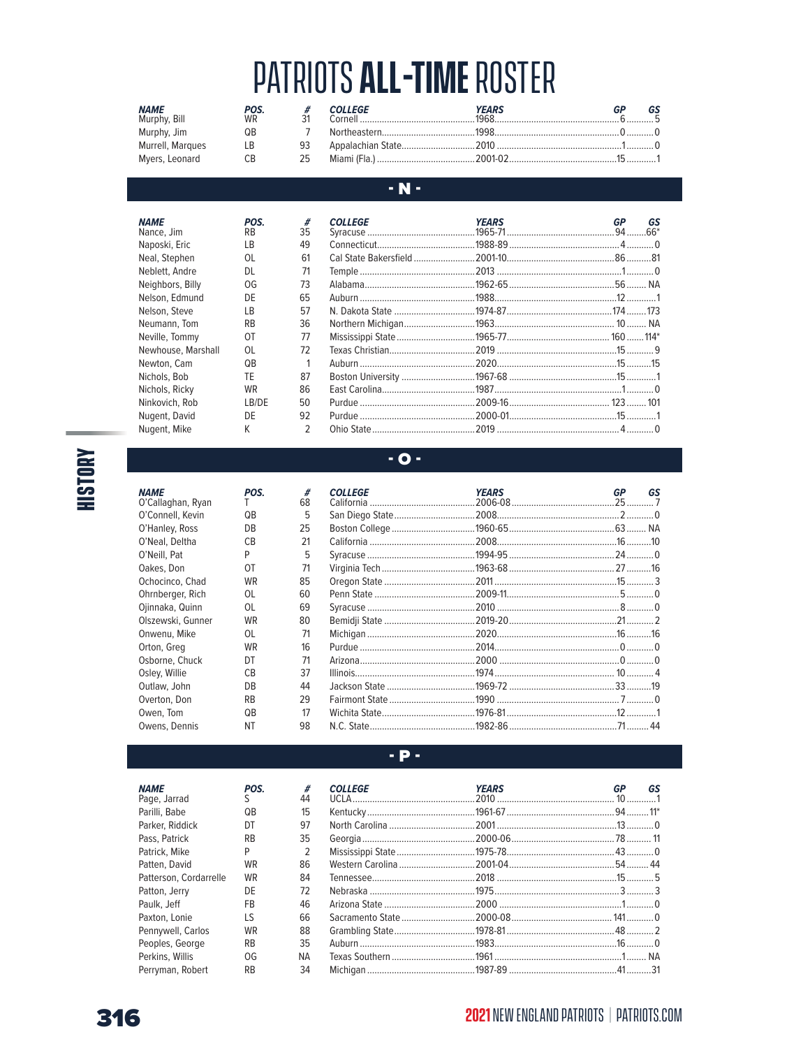# PATRIOTS **ALL-TIME** ROSTER

| NAME | POS. | # | COLLEGE | YEARS | GP | GS |
|---|---|---|---|---|---|---|
| Murphy, Bill | WR | 31 | Cornell | 1968 | 6 | 5 |
| Murphy, Jim | QB | 7 | Northeastern | 1998 | 0 | 0 |
| Murrell, Marques | LB | 93 | Appalachian State | 2010 | 1 | 0 |
| Myers, Leonard | CB | 25 | Miami (Fla.) | 2001-02 | 15 | 1 |

## - N -

| NAME | POS. | # | COLLEGE | YEARS | GP | GS |
|---|---|---|---|---|---|---|
| Nance, Jim | RB | 35 | Syracuse | 1965-71 | 94 | 66* |
| Naposki, Eric | LB | 49 | Connecticut | 1988-89 | 4 | 0 |
| Neal, Stephen | OL | 61 | Cal State Bakersfield | 2001-10 | 86 | 81 |
| Neblett, Andre | DL | 71 | Temple | 2013 | 1 | 0 |
| Neighbors, Billy | OG | 73 | Alabama | 1962-65 | 56 | NA |
| Nelson, Edmund | DE | 65 | Auburn | 1988 | 12 | 1 |
| Nelson, Steve | LB | 57 | N. Dakota State | 1974-87 | 174 | 173 |
| Neumann, Tom | RB | 36 | Northern Michigan | 1963 | 10 | NA |
| Neville, Tommy | OT | 77 | Mississippi State | 1965-77 | 160 | 114* |
| Newhouse, Marshall | OL | 72 | Texas Christian | 2019 | 15 | 9 |
| Newton, Cam | QB | 1 | Auburn | 2020 | 15 | 15 |
| Nichols, Bob | TE | 87 | Boston University | 1967-68 | 15 | 1 |
| Nichols, Ricky | WR | 86 | East Carolina | 1987 | 1 | 0 |
| Ninkovich, Rob | LB/DE | 50 | Purdue | 2009-16 | 123 | 101 |
| Nugent, David | DE | 92 | Purdue | 2000-01 | 15 | 1 |
| Nugent, Mike | K | 2 | Ohio State | 2019 | 4 | 0 |

## - O -

| NAME | POS. | # | COLLEGE | YEARS | GP | GS |
|---|---|---|---|---|---|---|
| O'Callaghan, Ryan | T | 68 | California | 2006-08 | 25 | 7 |
| O'Connell, Kevin | QB | 5 | San Diego State | 2008 | 2 | 0 |
| O'Hanley, Ross | DB | 25 | Boston College | 1960-65 | 63 | NA |
| O'Neal, Deltha | CB | 21 | California | 2008 | 16 | 10 |
| O'Neill, Pat | P | 5 | Syracuse | 1994-95 | 24 | 0 |
| Oakes, Don | OT | 71 | Virginia Tech | 1963-68 | 27 | 16 |
| Ochocinco, Chad | WR | 85 | Oregon State | 2011 | 15 | 3 |
| Ohrnberger, Rich | OL | 60 | Penn State | 2009-11 | 5 | 0 |
| Ojinnaka, Quinn | OL | 69 | Syracuse | 2010 | 8 | 0 |
| Olszewski, Gunner | WR | 80 | Bemidji State | 2019-20 | 21 | 2 |
| Onwenu, Mike | OL | 71 | Michigan | 2020 | 16 | 16 |
| Orton, Greg | WR | 16 | Purdue | 2014 | 0 | 0 |
| Osborne, Chuck | DT | 71 | Arizona | 2000 | 0 | 0 |
| Osley, Willie | CB | 37 | Illinois | 1974 | 10 | 4 |
| Outlaw, John | DB | 44 | Jackson State | 1969-72 | 33 | 19 |
| Overton, Don | RB | 29 | Fairmont State | 1990 | 7 | 0 |
| Owen, Tom | QB | 17 | Wichita State | 1976-81 | 12 | 1 |
| Owens, Dennis | NT | 98 | N.C. State | 1982-86 | 71 | 44 |

## - P -

| NAME | POS. | # | COLLEGE | YEARS | GP | GS |
|---|---|---|---|---|---|---|
| Page, Jarrad | S | 44 | UCLA | 2010 | 10 | 1 |
| Parilli, Babe | QB | 15 | Kentucky | 1961-67 | 94 | 11* |
| Parker, Riddick | DT | 97 | North Carolina | 2001 | 13 | 0 |
| Pass, Patrick | RB | 35 | Georgia | 2000-06 | 78 | 11 |
| Patrick, Mike | P | 2 | Mississippi State | 1975-78 | 43 | 0 |
| Patten, David | WR | 86 | Western Carolina | 2001-04 | 54 | 44 |
| Patterson, Cordarrelle | WR | 84 | Tennessee | 2018 | 15 | 5 |
| Patton, Jerry | DE | 72 | Nebraska | 1975 | 3 | 3 |
| Paulk, Jeff | FB | 46 | Arizona State | 2000 | 1 | 0 |
| Paxton, Lonie | LS | 66 | Sacramento State | 2000-08 | 141 | 0 |
| Pennywell, Carlos | WR | 88 | Grambling State | 1978-81 | 48 | 2 |
| Peoples, George | RB | 35 | Auburn | 1983 | 16 | 0 |
| Perkins, Willis | OG | NA | Texas Southern | 1961 | 1 | NA |
| Perryman, Robert | RB | 34 | Michigan | 1987-89 | 41 | 31 |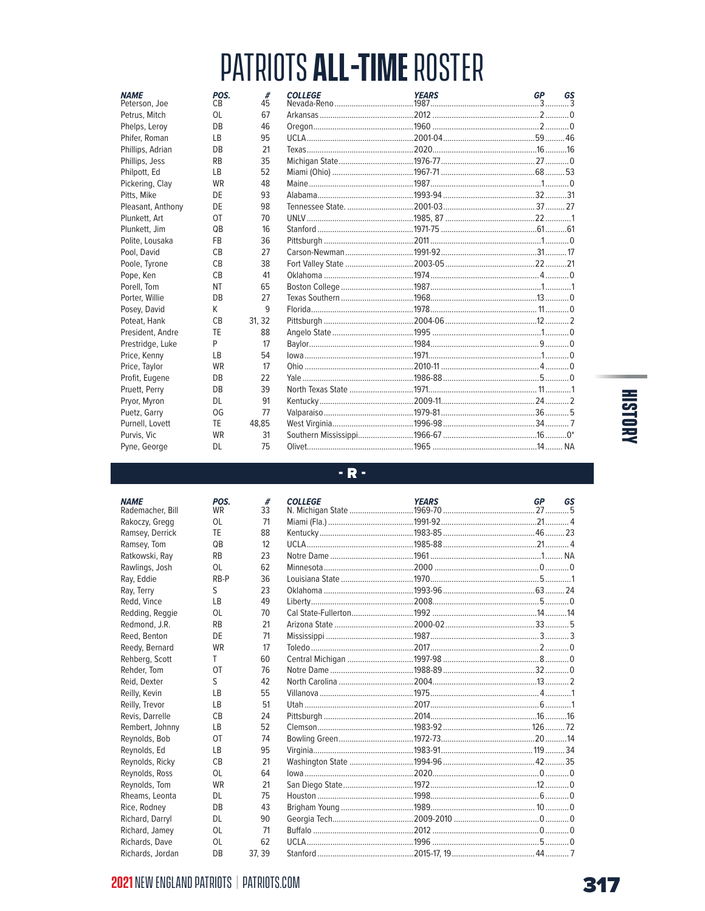# PATRIOTS **ALL-TIME** ROSTER

| NAME | POS. | # | COLLEGE | YEARS | GP | GS |
|---|---|---|---|---|---|---|
| Peterson, Joe | CB | 45 | Nevada-Reno | 1987 | 3 | 3 |
| Petrus, Mitch | OL | 67 | Arkansas | 2012 | 2 | 0 |
| Phelps, Leroy | DB | 46 | Oregon | 1960 | 2 | 0 |
| Phifer, Roman | LB | 95 | UCLA | 2001-04 | 59 | 46 |
| Phillips, Adrian | DB | 21 | Texas | 2020 | 16 | 16 |
| Phillips, Jess | RB | 35 | Michigan State | 1976-77 | 27 | 0 |
| Philpott, Ed | LB | 52 | Miami (Ohio) | 1967-71 | 68 | 53 |
| Pickering, Clay | WR | 48 | Maine | 1987 | 1 | 0 |
| Pitts, Mike | DE | 93 | Alabama | 1993-94 | 32 | 31 |
| Pleasant, Anthony | DE | 98 | Tennessee State. | 2001-03 | 37 | 27 |
| Plunkett, Art | OT | 70 | UNLV | 1985, 87 | 22 | 1 |
| Plunkett, Jim | QB | 16 | Stanford | 1971-75 | 61 | 61 |
| Polite, Lousaka | FB | 36 | Pittsburgh | 2011 | 1 | 0 |
| Pool, David | CB | 27 | Carson-Newman | 1991-92 | 31 | 17 |
| Poole, Tyrone | CB | 38 | Fort Valley State | 2003-05 | 22 | 21 |
| Pope, Ken | CB | 41 | Oklahoma | 1974 | 4 | 0 |
| Porell, Tom | NT | 65 | Boston College | 1987 | 1 | 1 |
| Porter, Willie | DB | 27 | Texas Southern | 1968 | 13 | 0 |
| Posey, David | K | 9 | Florida | 1978 | 11 | 0 |
| Poteat, Hank | CB | 31, 32 | Pittsburgh | 2004-06 | 12 | 2 |
| President, Andre | TE | 88 | Angelo State | 1995 | 1 | 0 |
| Prestridge, Luke | P | 17 | Baylor | 1984 | 9 | 0 |
| Price, Kenny | LB | 54 | Iowa | 1971 | 1 | 0 |
| Price, Taylor | WR | 17 | Ohio | 2010-11 | 4 | 0 |
| Profit, Eugene | DB | 22 | Yale | 1986-88 | 5 | 0 |
| Pruett, Perry | DB | 39 | North Texas State | 1971 | 11 | 1 |
| Pryor, Myron | DL | 91 | Kentucky | 2009-11 | 24 | 2 |
| Puetz, Garry | OG | 77 | Valparaiso | 1979-81 | 36 | 5 |
| Purnell, Lovett | TE | 48,85 | West Virginia | 1996-98 | 34 | 7 |
| Purvis, Vic | WR | 31 | Southern Mississippi | 1966-67 | 16 | 0* |
| Pyne, George | DL | 75 | Olivet | 1965 | 14 | NA |

## - R -

| NAME | POS. | # | COLLEGE | YEARS | GP | GS |
|---|---|---|---|---|---|---|
| Rademacher, Bill | WR | 33 | N. Michigan State | 1969-70 | 27 | 5 |
| Rakoczy, Gregg | OL | 71 | Miami (Fla.) | 1991-92 | 21 | 4 |
| Ramsey, Derrick | TE | 88 | Kentucky | 1983-85 | 46 | 23 |
| Ramsey, Tom | QB | 12 | UCLA | 1985-88 | 21 | 4 |
| Ratkowski, Ray | RB | 23 | Notre Dame | 1961 | 1 | NA |
| Rawlings, Josh | OL | 62 | Minnesota | 2000 | 0 | 0 |
| Ray, Eddie | RB-P | 36 | Louisiana State | 1970 | 5 | 1 |
| Ray, Terry | S | 23 | Oklahoma | 1993-96 | 63 | 24 |
| Redd, Vince | LB | 49 | Liberty | 2008 | 5 | 0 |
| Redding, Reggie | OL | 70 | Cal State-Fullerton | 1992 | 14 | 14 |
| Redmond, J.R. | RB | 21 | Arizona State | 2000-02 | 33 | 5 |
| Reed, Benton | DE | 71 | Mississippi | 1987 | 3 | 3 |
| Reedy, Bernard | WR | 17 | Toledo | 2017 | 2 | 0 |
| Rehberg, Scott | T | 60 | Central Michigan | 1997-98 | 8 | 0 |
| Rehder, Tom | OT | 76 | Notre Dame | 1988-89 | 32 | 0 |
| Reid, Dexter | S | 42 | North Carolina | 2004 | 13 | 2 |
| Reilly, Kevin | LB | 55 | Villanova | 1975 | 4 | 1 |
| Reilly, Trevor | LB | 51 | Utah | 2017 | 6 | 1 |
| Revis, Darrelle | CB | 24 | Pittsburgh | 2014 | 16 | 16 |
| Rembert, Johnny | LB | 52 | Clemson | 1983-92 | 126 | 72 |
| Reynolds, Bob | OT | 74 | Bowling Green | 1972-73 | 20 | 14 |
| Reynolds, Ed | LB | 95 | Virginia | 1983-91 | 119 | 34 |
| Reynolds, Ricky | CB | 21 | Washington State | 1994-96 | 42 | 35 |
| Reynolds, Ross | OL | 64 | Iowa | 2020 | 0 | 0 |
| Reynolds, Tom | WR | 21 | San Diego State | 1972 | 12 | 0 |
| Rheams, Leonta | DL | 75 | Houston | 1998 | 6 | 0 |
| Rice, Rodney | DB | 43 | Brigham Young | 1989 | 10 | 0 |
| Richard, Darryl | DL | 90 | Georgia Tech | 2009-2010 | 0 | 0 |
| Richard, Jamey | OL | 71 | Buffalo | 2012 | 0 | 0 |
| Richards, Dave | OL | 62 | UCLA | 1996 | 5 | 0 |
| Richards, Jordan | DB | 37, 39 | Stanford | 2015-17, 19 | 44 | 7 |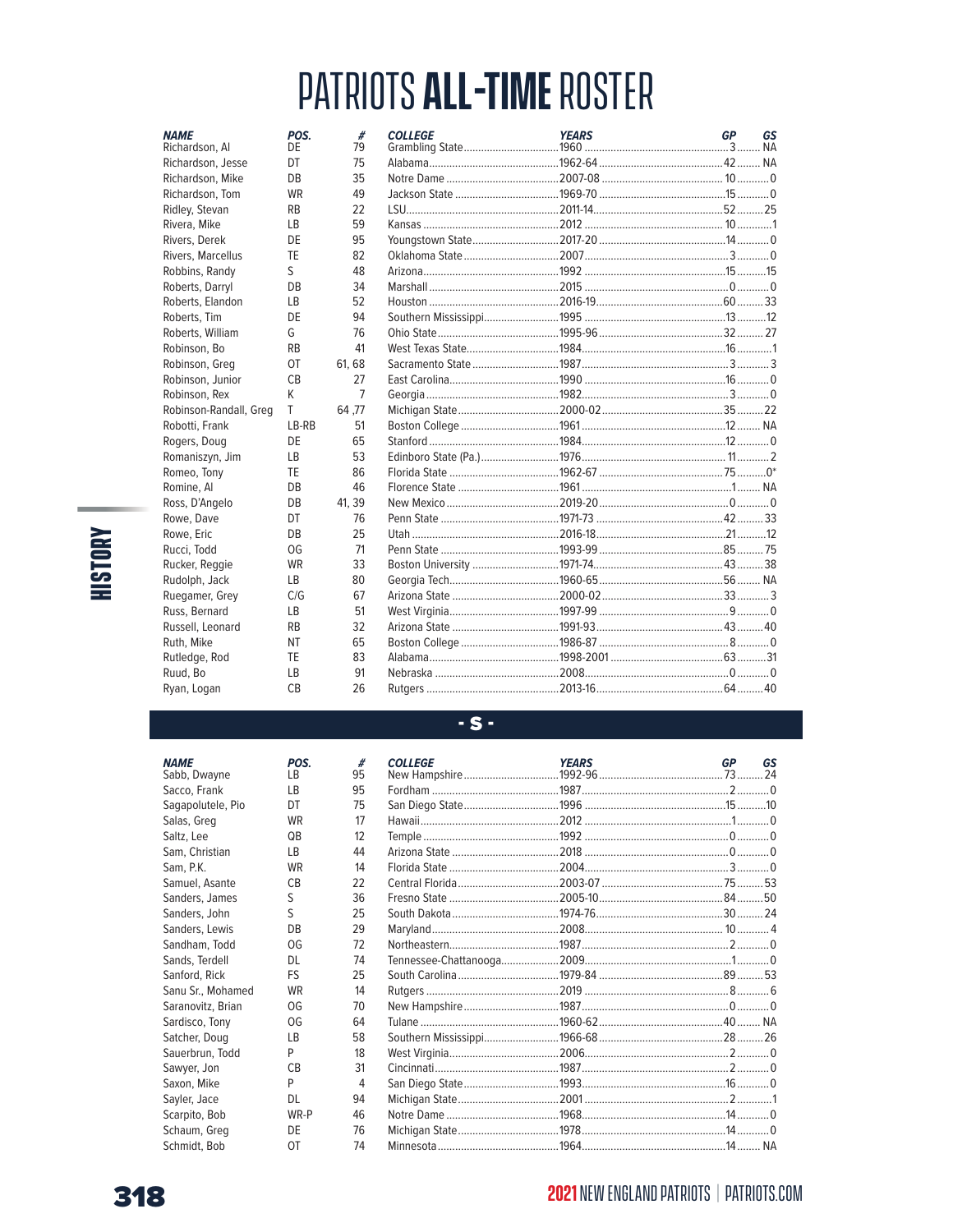# PATRIOTS **ALL-TIME** ROSTER

| NAME | POS. | # | COLLEGE | YEARS | GP | GS |
|---|---|---|---|---|---|---|
| Richardson, Al | DE | 79 | Grambling State | 1960 | 3 | NA |
| Richardson, Jesse | DT | 75 | Alabama | 1962-64 | 42 | NA |
| Richardson, Mike | DB | 35 | Notre Dame | 2007-08 | 10 | 0 |
| Richardson, Tom | WR | 49 | Jackson State | 1969-70 | 15 | 0 |
| Ridley, Stevan | RB | 22 | LSU | 2011-14 | 52 | 25 |
| Rivera, Mike | LB | 59 | Kansas | 2012 | 10 | 1 |
| Rivers, Derek | DE | 95 | Youngstown State | 2017-20 | 14 | 0 |
| Rivers, Marcellus | TE | 82 | Oklahoma State | 2007 | 3 | 0 |
| Robbins, Randy | S | 48 | Arizona | 1992 | 15 | 15 |
| Roberts, Darryl | DB | 34 | Marshall | 2015 | 0 | 0 |
| Roberts, Elandon | LB | 52 | Houston | 2016-19 | 60 | 33 |
| Roberts, Tim | DE | 94 | Southern Mississippi | 1995 | 13 | 12 |
| Roberts, William | G | 76 | Ohio State | 1995-96 | 32 | 27 |
| Robinson, Bo | RB | 41 | West Texas State | 1984 | 16 | 1 |
| Robinson, Greg | OT | 61, 68 | Sacramento State | 1987 | 3 | 3 |
| Robinson, Junior | CB | 27 | East Carolina | 1990 | 16 | 0 |
| Robinson, Rex | K | 7 | Georgia | 1982 | 3 | 0 |
| Robinson-Randall, Greg | T | 64 ,77 | Michigan State | 2000-02 | 35 | 22 |
| Robotti, Frank | LB-RB | 51 | Boston College | 1961 | 12 | NA |
| Rogers, Doug | DE | 65 | Stanford | 1984 | 12 | 0 |
| Romaniszyn, Jim | LB | 53 | Edinboro State (Pa.) | 1976 | 11 | 2 |
| Romeo, Tony | TE | 86 | Florida State | 1962-67 | 75 | 0* |
| Romine, Al | DB | 46 | Florence State | 1961 | 1 | NA |
| Ross, D'Angelo | DB | 41, 39 | New Mexico | 2019-20 | 0 | 0 |
| Rowe, Dave | DT | 76 | Penn State | 1971-73 | 42 | 33 |
| Rowe, Eric | DB | 25 | Utah | 2016-18 | 21 | 12 |
| Rucci, Todd | OG | 71 | Penn State | 1993-99 | 85 | 75 |
| Rucker, Reggie | WR | 33 | Boston University | 1971-74 | 43 | 38 |
| Rudolph, Jack | LB | 80 | Georgia Tech | 1960-65 | 56 | NA |
| Ruegamer, Grey | C/G | 67 | Arizona State | 2000-02 | 33 | 3 |
| Russ, Bernard | LB | 51 | West Virginia | 1997-99 | 9 | 0 |
| Russell, Leonard | RB | 32 | Arizona State | 1991-93 | 43 | 40 |
| Ruth, Mike | NT | 65 | Boston College | 1986-87 | 8 | 0 |
| Rutledge, Rod | TE | 83 | Alabama | 1998-2001 | 63 | 31 |
| Ruud, Bo | LB | 91 | Nebraska | 2008 | 0 | 0 |
| Ryan, Logan | CB | 26 | Rutgers | 2013-16 | 64 | 40 |

## - S -

| NAME | POS. | # | COLLEGE | YEARS | GP | GS |
|---|---|---|---|---|---|---|
| Sabb, Dwayne | LB | 95 | New Hampshire | 1992-96 | 73 | 24 |
| Sacco, Frank | LB | 95 | Fordham | 1987 | 2 | 0 |
| Sagapolutele, Pio | DT | 75 | San Diego State | 1996 | 15 | 10 |
| Salas, Greg | WR | 17 | Hawaii | 2012 | 1 | 0 |
| Saltz, Lee | QB | 12 | Temple | 1992 | 0 | 0 |
| Sam, Christian | LB | 44 | Arizona State | 2018 | 0 | 0 |
| Sam, P.K. | WR | 14 | Florida State | 2004 | 3 | 0 |
| Samuel, Asante | CB | 22 | Central Florida | 2003-07 | 75 | 53 |
| Sanders, James | S | 36 | Fresno State | 2005-10 | 84 | 50 |
| Sanders, John | S | 25 | South Dakota | 1974-76 | 30 | 24 |
| Sanders, Lewis | DB | 29 | Maryland | 2008 | 10 | 4 |
| Sandham, Todd | OG | 72 | Northeastern | 1987 | 2 | 0 |
| Sands, Terdell | DL | 74 | Tennessee-Chattanooga | 2009 | 1 | 0 |
| Sanford, Rick | FS | 25 | South Carolina | 1979-84 | 89 | 53 |
| Sanu Sr., Mohamed | WR | 14 | Rutgers | 2019 | 8 | 6 |
| Saranovitz, Brian | OG | 70 | New Hampshire | 1987 | 0 | 0 |
| Sardisco, Tony | OG | 64 | Tulane | 1960-62 | 40 | NA |
| Satcher, Doug | LB | 58 | Southern Mississippi | 1966-68 | 28 | 26 |
| Sauerbrun, Todd | P | 18 | West Virginia | 2006 | 2 | 0 |
| Sawyer, Jon | CB | 31 | Cincinnati | 1987 | 2 | 0 |
| Saxon, Mike | P | 4 | San Diego State | 1993 | 16 | 0 |
| Sayler, Jace | DL | 94 | Michigan State | 2001 | 2 | 1 |
| Scarpito, Bob | WR-P | 46 | Notre Dame | 1968 | 14 | 0 |
| Schaum, Greg | DE | 76 | Michigan State | 1978 | 14 | 0 |
| Schmidt, Bob | OT | 74 | Minnesota | 1964 | 14 | NA |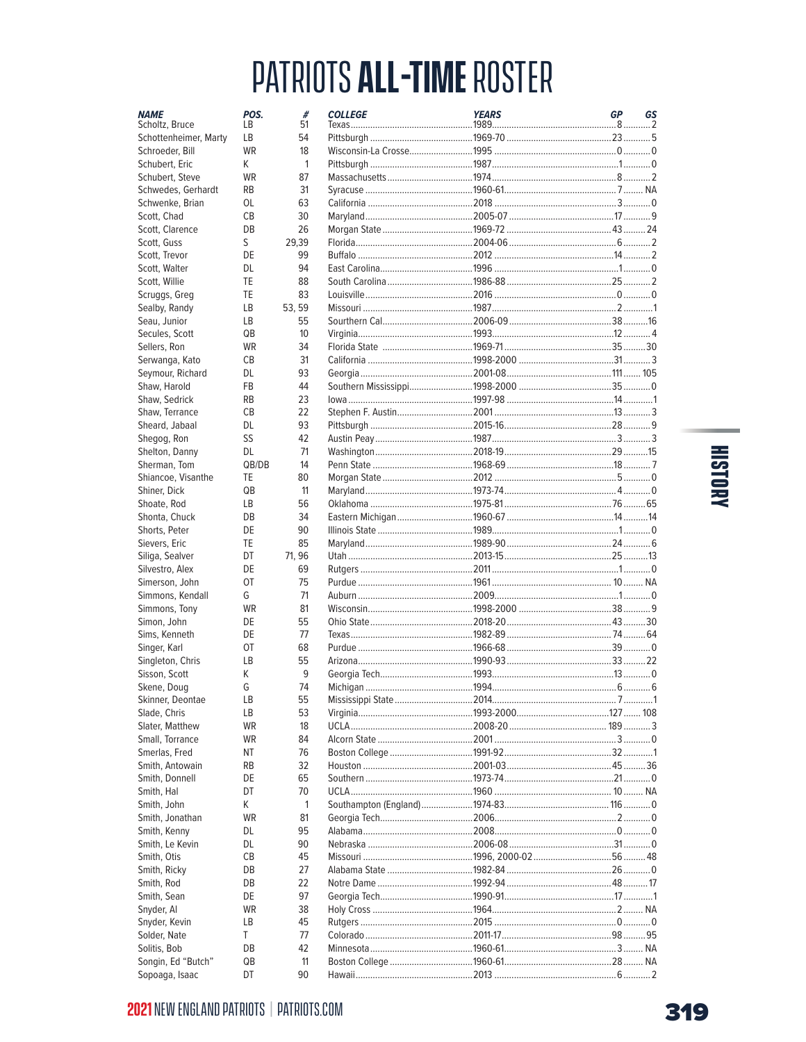# PATRIOTS ALL-TIME ROSTER

| NAME | POS. | # | COLLEGE | YEARS | GP | GS |
|---|---|---|---|---|---|---|
| Scholtz, Bruce | LB | 51 | Texas | 1989 | 8 | 2 |
| Schottenheimer, Marty | LB | 54 | Pittsburgh | 1969-70 | 23 | 5 |
| Schroeder, Bill | WR | 18 | Wisconsin-La Crosse | 1995 | 0 | 0 |
| Schubert, Eric | K | 1 | Pittsburgh | 1987 | 1 | 0 |
| Schubert, Steve | WR | 87 | Massachusetts | 1974 | 8 | 2 |
| Schwedes, Gerhardt | RB | 31 | Syracuse | 1960-61 | 7 | NA |
| Schwenke, Brian | OL | 63 | California | 2018 | 3 | 0 |
| Scott, Chad | CB | 30 | Maryland | 2005-07 | 17 | 9 |
| Scott, Clarence | DB | 26 | Morgan State | 1969-72 | 43 | 24 |
| Scott, Guss | S | 29,39 | Florida | 2004-06 | 6 | 2 |
| Scott, Trevor | DE | 99 | Buffalo | 2012 | 14 | 2 |
| Scott, Walter | DL | 94 | East Carolina | 1996 | 1 | 0 |
| Scott, Willie | TE | 88 | South Carolina | 1986-88 | 25 | 2 |
| Scruggs, Greg | TE | 83 | Louisville | 2016 | 0 | 0 |
| Sealby, Randy | LB | 53, 59 | Missouri | 1987 | 2 | 1 |
| Seau, Junior | LB | 55 | Southern Cal | 2006-09 | 38 | 16 |
| Secules, Scott | QB | 10 | Virginia | 1993 | 12 | 4 |
| Sellers, Ron | WR | 34 | Florida State | 1969-71 | 35 | 30 |
| Serwanga, Kato | CB | 31 | California | 1998-2000 | 31 | 3 |
| Seymour, Richard | DL | 93 | Georgia | 2001-08 | 111 | 105 |
| Shaw, Harold | FB | 44 | Southern Mississippi | 1998-2000 | 35 | 0 |
| Shaw, Sedrick | RB | 23 | Iowa | 1997-98 | 14 | 1 |
| Shaw, Terrance | CB | 22 | Stephen F. Austin | 2001 | 13 | 3 |
| Sheard, Jabaal | DL | 93 | Pittsburgh | 2015-16 | 28 | 9 |
| Shegog, Ron | SS | 42 | Austin Peay | 1987 | 3 | 3 |
| Shelton, Danny | DL | 71 | Washington | 2018-19 | 29 | 15 |
| Sherman, Tom | QB/DB | 14 | Penn State | 1968-69 | 18 | 7 |
| Shiancoe, Visanthe | TE | 80 | Morgan State | 2012 | 5 | 0 |
| Shiner, Dick | QB | 11 | Maryland | 1973-74 | 4 | 0 |
| Shoate, Rod | LB | 56 | Oklahoma | 1975-81 | 76 | 65 |
| Shonta, Chuck | DB | 34 | Eastern Michigan | 1960-67 | 14 | 14 |
| Shorts, Peter | DE | 90 | Illinois State | 1989 | 1 | 0 |
| Sievers, Eric | TE | 85 | Maryland | 1989-90 | 24 | 6 |
| Siliga, Sealver | DT | 71, 96 | Utah | 2013-15 | 25 | 13 |
| Silvestro, Alex | DE | 69 | Rutgers | 2011 | 1 | 0 |
| Simerson, John | OT | 75 | Purdue | 1961 | 10 | NA |
| Simmons, Kendall | G | 71 | Auburn | 2009 | 1 | 0 |
| Simmons, Tony | WR | 81 | Wisconsin | 1998-2000 | 38 | 9 |
| Simon, John | DE | 55 | Ohio State | 2018-20 | 43 | 30 |
| Sims, Kenneth | DE | 77 | Texas | 1982-89 | 74 | 64 |
| Singer, Karl | OT | 68 | Purdue | 1966-68 | 39 | 0 |
| Singleton, Chris | LB | 55 | Arizona | 1990-93 | 33 | 22 |
| Sisson, Scott | K | 9 | Georgia Tech | 1993 | 13 | 0 |
| Skene, Doug | G | 74 | Michigan | 1994 | 6 | 6 |
| Skinner, Deontae | LB | 55 | Mississippi State | 2014 | 7 | 1 |
| Slade, Chris | LB | 53 | Virginia | 1993-2000 | 127 | 108 |
| Slater, Matthew | WR | 18 | UCLA | 2008-20 | 189 | 3 |
| Small, Torrance | WR | 84 | Alcorn State | 2001 | 3 | 0 |
| Smerlas, Fred | NT | 76 | Boston College | 1991-92 | 32 | 1 |
| Smith, Antowain | RB | 32 | Houston | 2001-03 | 45 | 36 |
| Smith, Donnell | DE | 65 | Southern | 1973-74 | 21 | 0 |
| Smith, Hal | DT | 70 | UCLA | 1960 | 10 | NA |
| Smith, John | K | 1 | Southampton (England) | 1974-83 | 116 | 0 |
| Smith, Jonathan | WR | 81 | Georgia Tech | 2006 | 2 | 0 |
| Smith, Kenny | DL | 95 | Alabama | 2008 | 0 | 0 |
| Smith, Le Kevin | DL | 90 | Nebraska | 2006-08 | 31 | 0 |
| Smith, Otis | CB | 45 | Missouri | 1996, 2000-02 | 56 | 48 |
| Smith, Ricky | DB | 27 | Alabama State | 1982-84 | 26 | 0 |
| Smith, Rod | DB | 22 | Notre Dame | 1992-94 | 48 | 17 |
| Smith, Sean | DE | 97 | Georgia Tech | 1990-91 | 17 | 1 |
| Snyder, Al | WR | 38 | Holy Cross | 1964 | 2 | NA |
| Snyder, Kevin | LB | 45 | Rutgers | 2015 | 0 | 0 |
| Solder, Nate | T | 77 | Colorado | 2011-17 | 98 | 95 |
| Solitis, Bob | DB | 42 | Minnesota | 1960-61 | 3 | NA |
| Songin, Ed "Butch" | QB | 11 | Boston College | 1960-61 | 28 | NA |
| Sopoaga, Isaac | DT | 90 | Hawaii | 2013 | 6 | 2 |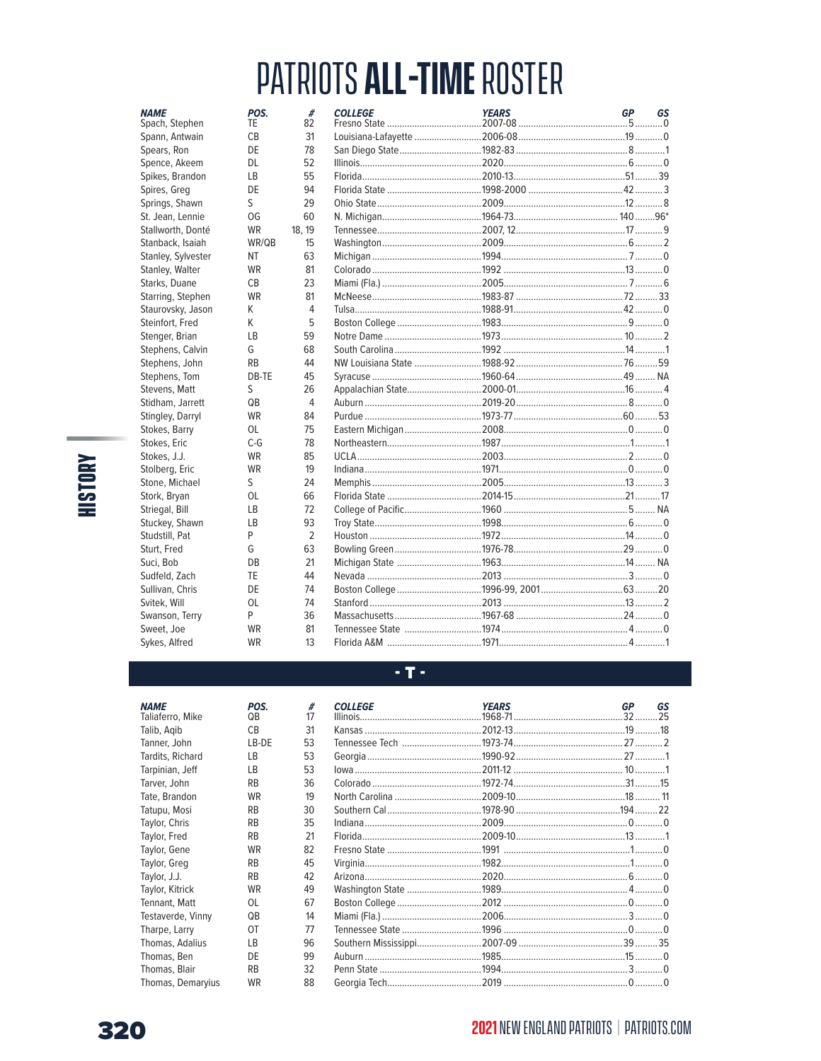# PATRIOTS ALL-TIME ROSTER

| NAME | POS. | # | COLLEGE | YEARS | GP | GS |
|---|---|---|---|---|---|---|
| Spach, Stephen | TE | 82 | Fresno State | 2007-08 | 5 | 0 |
| Spann, Antwain | CB | 31 | Louisiana-Lafayette | 2006-08 | 19 | 0 |
| Spears, Ron | DE | 78 | San Diego State | 1982-83 | 8 | 1 |
| Spence, Akeem | DL | 52 | Illinois | 2020 | 6 | 0 |
| Spikes, Brandon | LB | 55 | Florida | 2010-13 | 51 | 39 |
| Spires, Greg | DE | 94 | Florida State | 1998-2000 | 42 | 3 |
| Springs, Shawn | S | 29 | Ohio State | 2009 | 12 | 8 |
| St. Jean, Lennie | OG | 60 | N. Michigan | 1964-73 | 140 | 96* |
| Stallworth, Donté | WR | 18, 19 | Tennessee | 2007, 12 | 17 | 9 |
| Stanback, Isaiah | WR/QB | 15 | Washington | 2009 | 6 | 2 |
| Stanley, Sylvester | NT | 63 | Michigan | 1994 | 7 | 0 |
| Stanley, Walter | WR | 81 | Colorado | 1992 | 13 | 0 |
| Starks, Duane | CB | 23 | Miami (Fla.) | 2005 | 7 | 6 |
| Starring, Stephen | WR | 81 | McNeese | 1983-87 | 72 | 33 |
| Staurovsky, Jason | K | 4 | Tulsa | 1988-91 | 42 | 0 |
| Steinfort, Fred | K | 5 | Boston College | 1983 | 9 | 0 |
| Stenger, Brian | LB | 59 | Notre Dame | 1973 | 10 | 2 |
| Stephens, Calvin | G | 68 | South Carolina | 1992 | 14 | 1 |
| Stephens, John | RB | 44 | NW Louisiana State | 1988-92 | 76 | 59 |
| Stephens, Tom | DB-TE | 45 | Syracuse | 1960-64 | 49 | NA |
| Stevens, Matt | S | 26 | Appalachian State | 2000-01 | 16 | 4 |
| Stidham, Jarrett | QB | 4 | Auburn | 2019-20 | 8 | 0 |
| Stingley, Darryl | WR | 84 | Purdue | 1973-77 | 60 | 53 |
| Stokes, Barry | OL | 75 | Eastern Michigan | 2008 | 0 | 0 |
| Stokes, Eric | C-G | 78 | Northeastern | 1987 | 1 | 1 |
| Stokes, J.J. | WR | 85 | UCLA | 2003 | 2 | 0 |
| Stolberg, Eric | WR | 19 | Indiana | 1971 | 0 | 0 |
| Stone, Michael | S | 24 | Memphis | 2005 | 13 | 3 |
| Stork, Bryan | OL | 66 | Florida State | 2014-15 | 21 | 17 |
| Striegal, Bill | LB | 72 | College of Pacific | 1960 | 5 | NA |
| Stuckey, Shawn | LB | 93 | Troy State | 1998 | 6 | 0 |
| Studstill, Pat | P | 2 | Houston | 1972 | 14 | 0 |
| Sturt, Fred | G | 63 | Bowling Green | 1976-78 | 29 | 0 |
| Suci, Bob | DB | 21 | Michigan State | 1963 | 14 | NA |
| Sudfeld, Zach | TE | 44 | Nevada | 2013 | 3 | 0 |
| Sullivan, Chris | DE | 74 | Boston College | 1996-99, 2001 | 63 | 20 |
| Svitek, Will | OL | 74 | Stanford | 2013 | 13 | 2 |
| Swanson, Terry | P | 36 | Massachusetts | 1967-68 | 24 | 0 |
| Sweet, Joe | WR | 81 | Tennessee State | 1974 | 4 | 0 |
| Sykes, Alfred | WR | 13 | Florida A&M | 1971 | 4 | 1 |

## - T -

| NAME | POS. | # | COLLEGE | YEARS | GP | GS |
|---|---|---|---|---|---|---|
| Taliaferro, Mike | QB | 17 | Illinois | 1968-71 | 32 | 25 |
| Talib, Aqib | CB | 31 | Kansas | 2012-13 | 19 | 18 |
| Tanner, John | LB-DE | 53 | Tennessee Tech | 1973-74 | 27 | 2 |
| Tardits, Richard | LB | 53 | Georgia | 1990-92 | 27 | 1 |
| Tarpinian, Jeff | LB | 53 | Iowa | 2011-12 | 10 | 1 |
| Tarver, John | RB | 36 | Colorado | 1972-74 | 31 | 15 |
| Tate, Brandon | WR | 19 | North Carolina | 2009-10 | 18 | 11 |
| Tatupu, Mosi | RB | 30 | Southern Cal | 1978-90 | 194 | 22 |
| Taylor, Chris | RB | 35 | Indiana | 2009 | 0 | 0 |
| Taylor, Fred | RB | 21 | Florida | 2009-10 | 13 | 1 |
| Taylor, Gene | WR | 82 | Fresno State | 1991 | 1 | 0 |
| Taylor, Greg | RB | 45 | Virginia | 1982 | 1 | 0 |
| Taylor, J.J. | RB | 42 | Arizona | 2020 | 6 | 0 |
| Taylor, Kitrick | WR | 49 | Washington State | 1989 | 4 | 0 |
| Tennant, Matt | OL | 67 | Boston College | 2012 | 0 | 0 |
| Testaverde, Vinny | QB | 14 | Miami (Fla.) | 2006 | 3 | 0 |
| Tharpe, Larry | OT | 77 | Tennessee State | 1996 | 0 | 0 |
| Thomas, Adalius | LB | 96 | Southern Mississippi | 2007-09 | 39 | 35 |
| Thomas, Ben | DE | 99 | Auburn | 1985 | 15 | 0 |
| Thomas, Blair | RB | 32 | Penn State | 1994 | 3 | 0 |
| Thomas, Demaryius | WR | 88 | Georgia Tech | 2019 | 0 | 0 |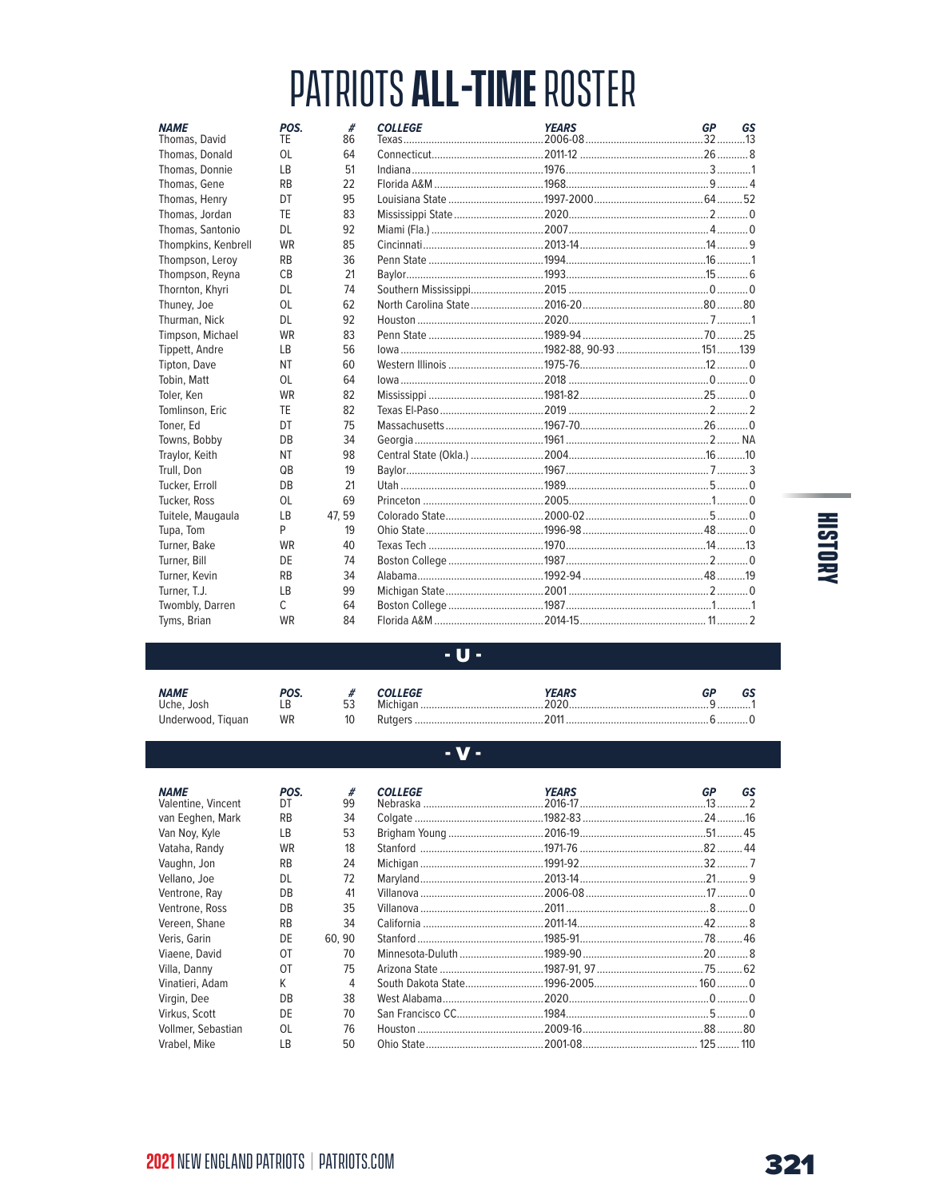# PATRIOTS **ALL-TIME** ROSTER

| NAME | POS. | # | COLLEGE | YEARS | GP | GS |
|---|---|---|---|---|---|---|
| Thomas, David | TE | 86 | Texas | 2006-08 | 32 | 13 |
| Thomas, Donald | OL | 64 | Connecticut | 2011-12 | 26 | 8 |
| Thomas, Donnie | LB | 51 | Indiana | 1976 | 3 | 1 |
| Thomas, Gene | RB | 22 | Florida A&M | 1968 | 9 | 4 |
| Thomas, Henry | DT | 95 | Louisiana State | 1997-2000 | 64 | 52 |
| Thomas, Jordan | TE | 83 | Mississippi State | 2020 | 2 | 0 |
| Thomas, Santonio | DL | 92 | Miami (Fla.) | 2007 | 4 | 0 |
| Thompkins, Kenbrell | WR | 85 | Cincinnati | 2013-14 | 14 | 9 |
| Thompson, Leroy | RB | 36 | Penn State | 1994 | 16 | 1 |
| Thompson, Reyna | CB | 21 | Baylor | 1993 | 15 | 6 |
| Thornton, Khyri | DL | 74 | Southern Mississippi | 2015 | 0 | 0 |
| Thuney, Joe | OL | 62 | North Carolina State | 2016-20 | 80 | 80 |
| Thurman, Nick | DL | 92 | Houston | 2020 | 7 | 1 |
| Timpson, Michael | WR | 83 | Penn State | 1989-94 | 70 | 25 |
| Tippett, Andre | LB | 56 | Iowa | 1982-88, 90-93 | 151 | 139 |
| Tipton, Dave | NT | 60 | Western Illinois | 1975-76 | 12 | 0 |
| Tobin, Matt | OL | 64 | Iowa | 2018 | 0 | 0 |
| Toler, Ken | WR | 82 | Mississippi | 1981-82 | 25 | 0 |
| Tomlinson, Eric | TE | 82 | Texas El-Paso | 2019 | 2 | 2 |
| Toner, Ed | DT | 75 | Massachusetts | 1967-70 | 26 | 0 |
| Towns, Bobby | DB | 34 | Georgia | 1961 | 2 | NA |
| Traylor, Keith | NT | 98 | Central State (Okla.) | 2004 | 16 | 10 |
| Trull, Don | QB | 19 | Baylor | 1967 | 7 | 3 |
| Tucker, Erroll | DB | 21 | Utah | 1989 | 5 | 0 |
| Tucker, Ross | OL | 69 | Princeton | 2005 | 1 | 0 |
| Tuitele, Maugaula | LB | 47, 59 | Colorado State | 2000-02 | 5 | 0 |
| Tupa, Tom | P | 19 | Ohio State | 1996-98 | 48 | 0 |
| Turner, Bake | WR | 40 | Texas Tech | 1970 | 14 | 13 |
| Turner, Bill | DE | 74 | Boston College | 1987 | 2 | 0 |
| Turner, Kevin | RB | 34 | Alabama | 1992-94 | 48 | 19 |
| Turner, T.J. | LB | 99 | Michigan State | 2001 | 2 | 0 |
| Twombly, Darren | C | 64 | Boston College | 1987 | 1 | 1 |
| Tyms, Brian | WR | 84 | Florida A&M | 2014-15 | 11 | 2 |

## - U -

| NAME | POS. | # | COLLEGE | YEARS | GP | GS |
|---|---|---|---|---|---|---|
| Uche, Josh | LB | 53 | Michigan | 2020 | 9 | 1 |
| Underwood, Tiquan | WR | 10 | Rutgers | 2011 | 6 | 0 |

## - V -

| NAME | POS. | # | COLLEGE | YEARS | GP | GS |
|---|---|---|---|---|---|---|
| Valentine, Vincent | DT | 99 | Nebraska | 2016-17 | 13 | 2 |
| van Eeghen, Mark | RB | 34 | Colgate | 1982-83 | 24 | 16 |
| Van Noy, Kyle | LB | 53 | Brigham Young | 2016-19 | 51 | 45 |
| Vataha, Randy | WR | 18 | Stanford | 1971-76 | 82 | 44 |
| Vaughn, Jon | RB | 24 | Michigan | 1991-92 | 32 | 7 |
| Vellano, Joe | DL | 72 | Maryland | 2013-14 | 21 | 9 |
| Ventrone, Ray | DB | 41 | Villanova | 2006-08 | 17 | 0 |
| Ventrone, Ross | DB | 35 | Villanova | 2011 | 8 | 0 |
| Vereen, Shane | RB | 34 | California | 2011-14 | 42 | 8 |
| Veris, Garin | DE | 60, 90 | Stanford | 1985-91 | 78 | 46 |
| Viaene, David | OT | 70 | Minnesota-Duluth | 1989-90 | 20 | 8 |
| Villa, Danny | OT | 75 | Arizona State | 1987-91, 97 | 75 | 62 |
| Vinatieri, Adam | K | 4 | South Dakota State | 1996-2005 | 160 | 0 |
| Virgin, Dee | DB | 38 | West Alabama | 2020 | 0 | 0 |
| Virkus, Scott | DE | 70 | San Francisco CC | 1984 | 5 | 0 |
| Vollmer, Sebastian | OL | 76 | Houston | 2009-16 | 88 | 80 |
| Vrabel, Mike | LB | 50 | Ohio State | 2001-08 | 125 | 110 |